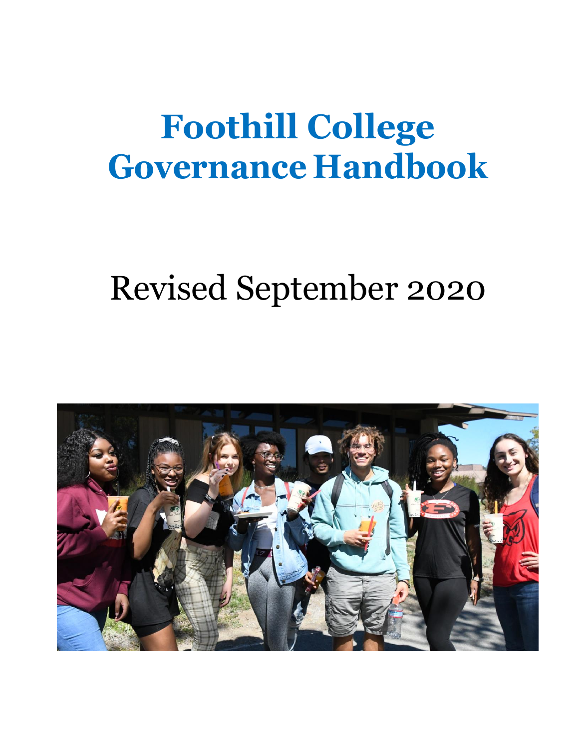# Foothill College Governance Handbook

Revised September 2020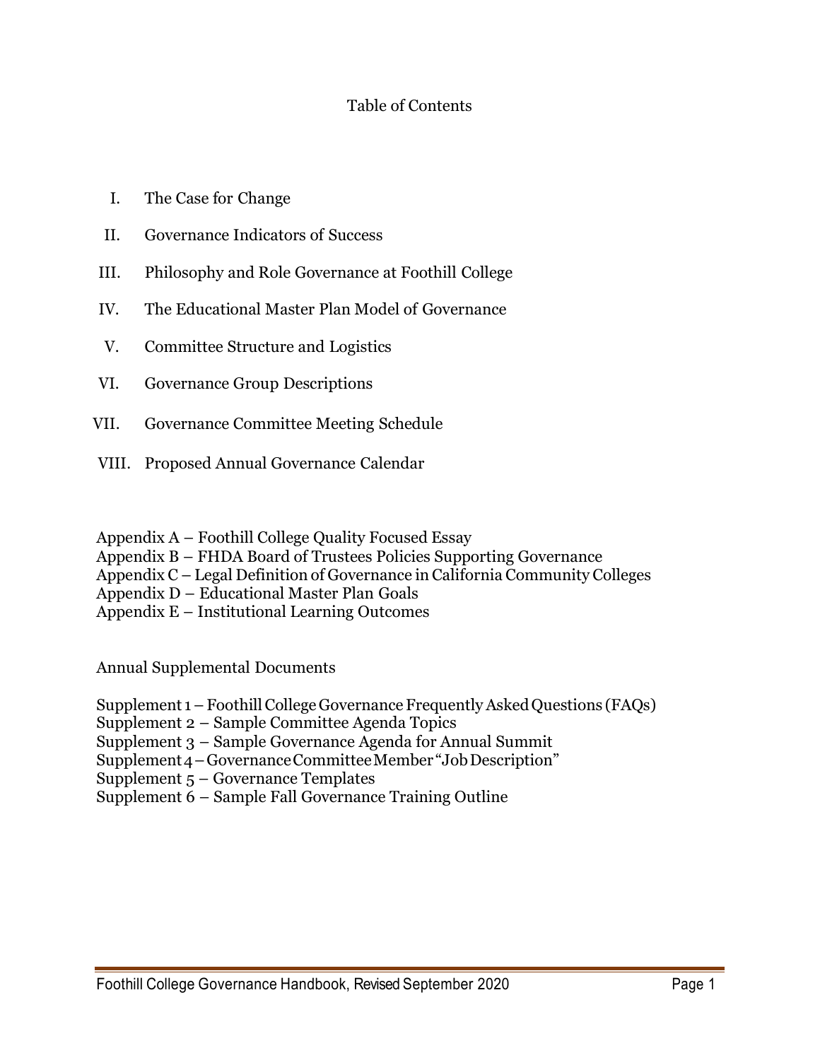# Table of Contents

I. The Case for Change

II. Governance Indicators of Success

III. Philosophy and Role Governance at Foothill College

IV. The Educational Master Plan Model of Governance

V. Committee Structure and Logistics

VI. Governance Group Descriptions

VII. Governance Committee Meeting Schedule

VIII. Proposed Annual Governance Calendar

Appendix A – Foothill College Quality Focused Essay
Appendix B – FHDA Board of Trustees Policies Supporting Governance
Appendix C – Legal Definition of Governance in California Community Colleges
Appendix D – Educational Master Plan Goals
Appendix E – Institutional Learning Outcomes

Annual Supplemental Documents

Supplement 1 – Foothill College Governance Frequently Asked Questions (FAQs)
Supplement 2 – Sample Committee Agenda Topics
Supplement 3 – Sample Governance Agenda for Annual Summit
Supplement 4 – Governance Committee Member "Job Description"
Supplement 5 – Governance Templates
Supplement 6 – Sample Fall Governance Training Outline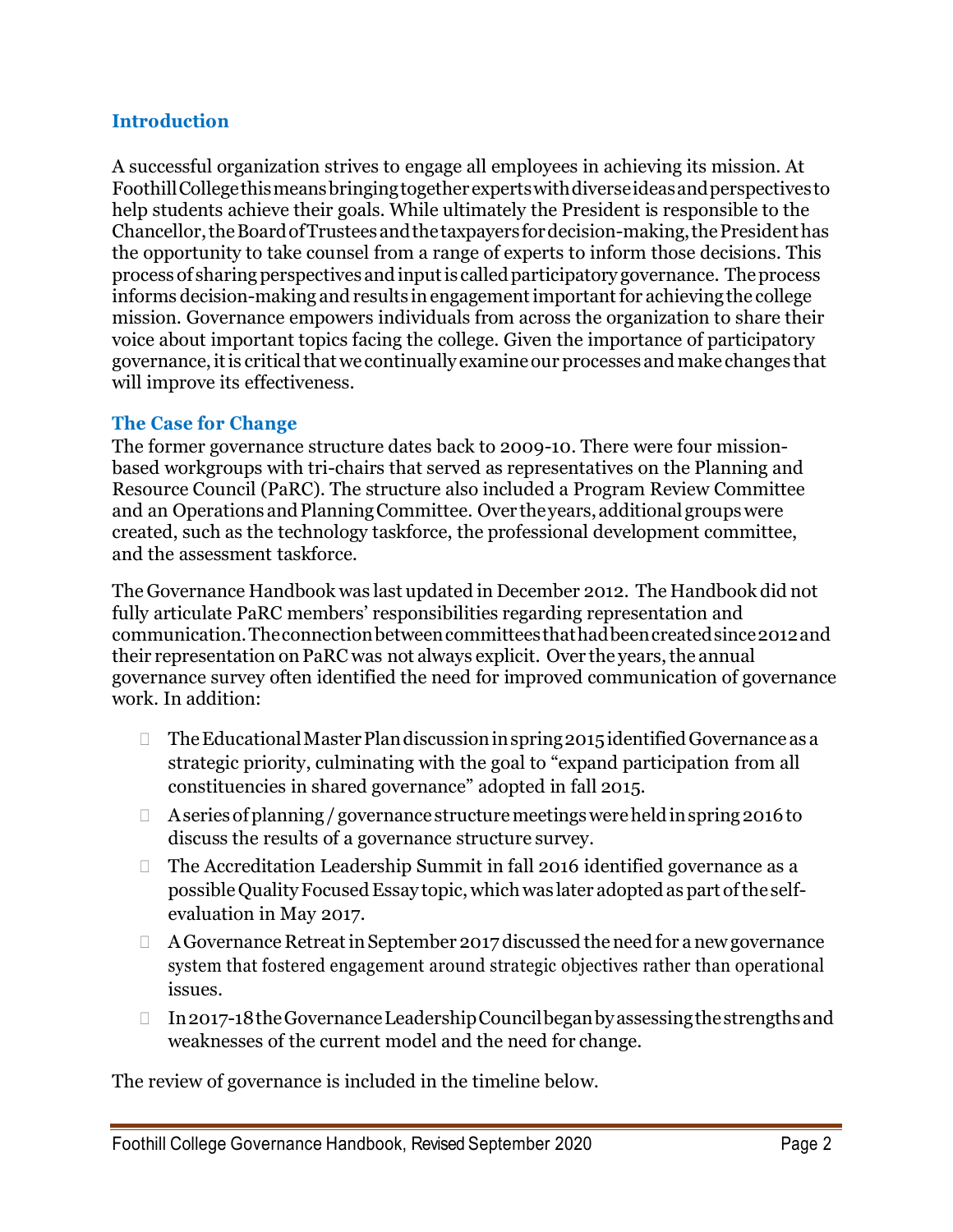## Introduction

A successful organization strives to engage all employees in achieving its mission. At Foothill College this means bringing together experts with diverse ideas and perspectives to help students achieve their goals. While ultimately the President is responsible to the Chancellor, the Board of Trustees and the taxpayers for decision-making, the President has the opportunity to take counsel from a range of experts to inform those decisions. This process of sharing perspectives and input is called participatory governance. The process informs decision-making and results in engagement important for achieving the college mission. Governance empowers individuals from across the organization to share their voice about important topics facing the college. Given the importance of participatory governance, it is critical that we continually examine our processes and make changes that will improve its effectiveness.

### The Case for Change

The former governance structure dates back to 2009-10. There were four mission-based workgroups with tri-chairs that served as representatives on the Planning and Resource Council (PaRC). The structure also included a Program Review Committee and an Operations and Planning Committee. Over the years, additional groups were created, such as the technology taskforce, the professional development committee, and the assessment taskforce.

The Governance Handbook was last updated in December 2012. The Handbook did not fully articulate PaRC members' responsibilities regarding representation and communication. The connection between committees that had been created since 2012 and their representation on PaRC was not always explicit. Over the years, the annual governance survey often identified the need for improved communication of governance work. In addition:

- The Educational Master Plan discussion in spring 2015 identified Governance as a strategic priority, culminating with the goal to "expand participation from all constituencies in shared governance" adopted in fall 2015.
- A series of planning / governance structure meetings were held in spring 2016 to discuss the results of a governance structure survey.
- The Accreditation Leadership Summit in fall 2016 identified governance as a possible Quality Focused Essay topic, which was later adopted as part of the self-evaluation in May 2017.
- A Governance Retreat in September 2017 discussed the need for a new governance system that fostered engagement around strategic objectives rather than operational issues.
- In 2017-18 the Governance Leadership Council began by assessing the strengths and weaknesses of the current model and the need for change.

The review of governance is included in the timeline below.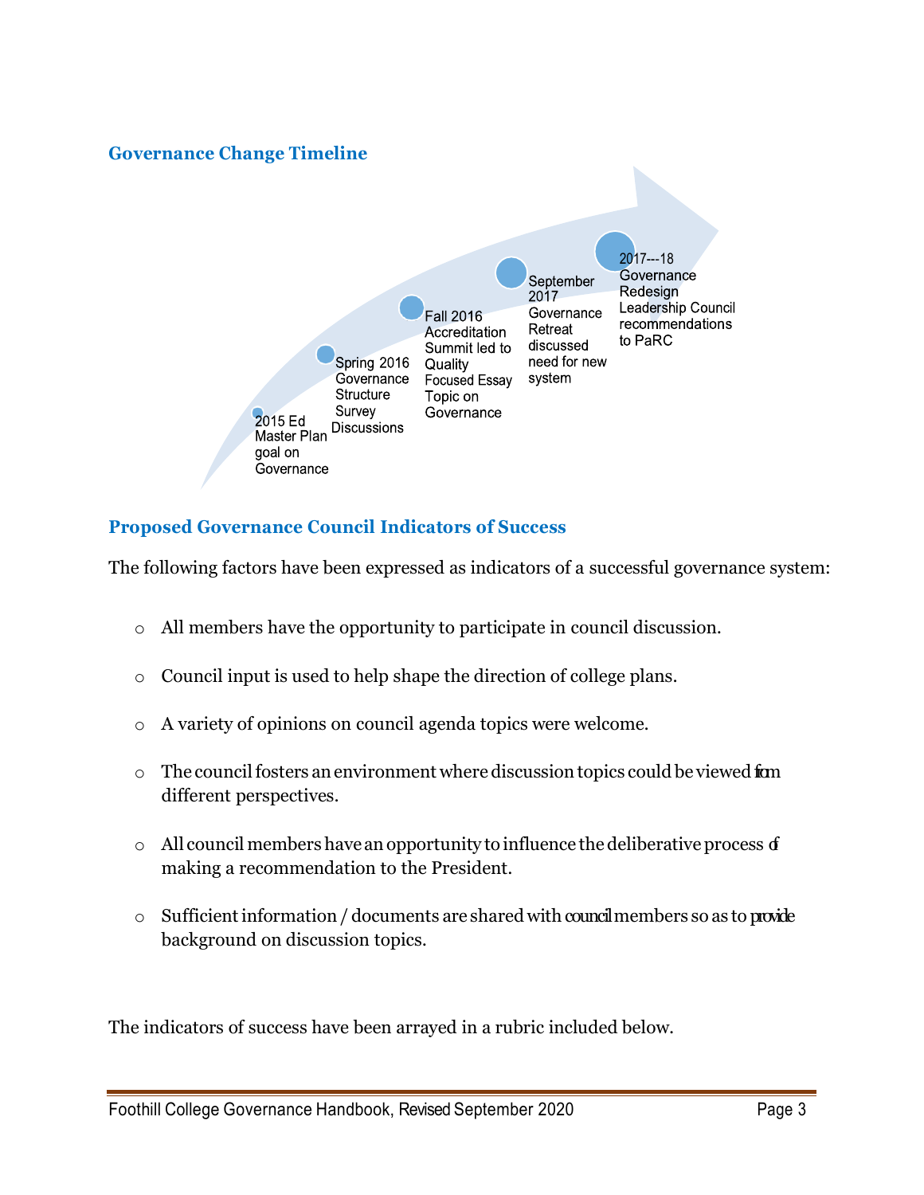## Governance Change Timeline

- 2015 Ed Master Plan goal on Governance
- Spring 2016 Governance Structure Survey Discussions
- Fall 2016 Accreditation Summit led to Quality Focused Essay Topic on Governance
- September 2017 Governance Retreat discussed need for new system
- 2017---18 Governance Redesign Leadership Council recommendations to PaRC

## Proposed Governance Council Indicators of Success

The following factors have been expressed as indicators of a successful governance system:

- All members have the opportunity to participate in council discussion.
- Council input is used to help shape the direction of college plans.
- A variety of opinions on council agenda topics were welcome.
- The council fosters an environment where discussion topics could be viewed from different perspectives.
- All council members have an opportunity to influence the deliberative process of making a recommendation to the President.
- Sufficient information / documents are shared with council members so as to provide background on discussion topics.

The indicators of success have been arrayed in a rubric included below.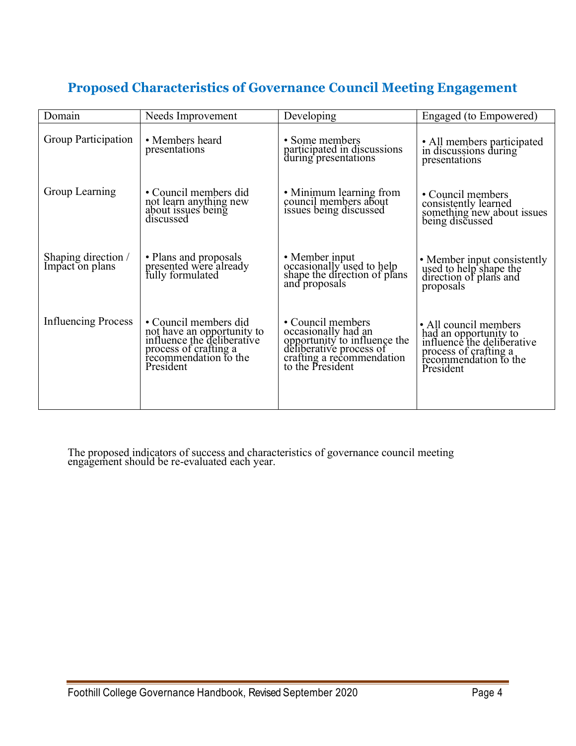## Proposed Characteristics of Governance Council Meeting Engagement

| Domain | Needs Improvement | Developing | Engaged (to Empowered) |
|---|---|---|---|
| Group Participation | • Members heard presentations | • Some members participated in discussions during presentations | • All members participated in discussions during presentations |
| Group Learning | • Council members did not learn anything new about issues being discussed | • Minimum learning from council members about issues being discussed | • Council members consistently learned something new about issues being discussed |
| Shaping direction / Impact on plans | • Plans and proposals presented were already fully formulated | • Member input occasionally used to help shape the direction of plans and proposals | • Member input consistently used to help shape the direction of plans and proposals |
| Influencing Process | • Council members did not have an opportunity to influence the deliberative process of crafting a recommendation to the President | • Council members occasionally had an opportunity to influence the deliberative process of crafting a recommendation to the President | • All council members had an opportunity to influence the deliberative process of crafting a recommendation to the President |

The proposed indicators of success and characteristics of governance council meeting engagement should be re-evaluated each year.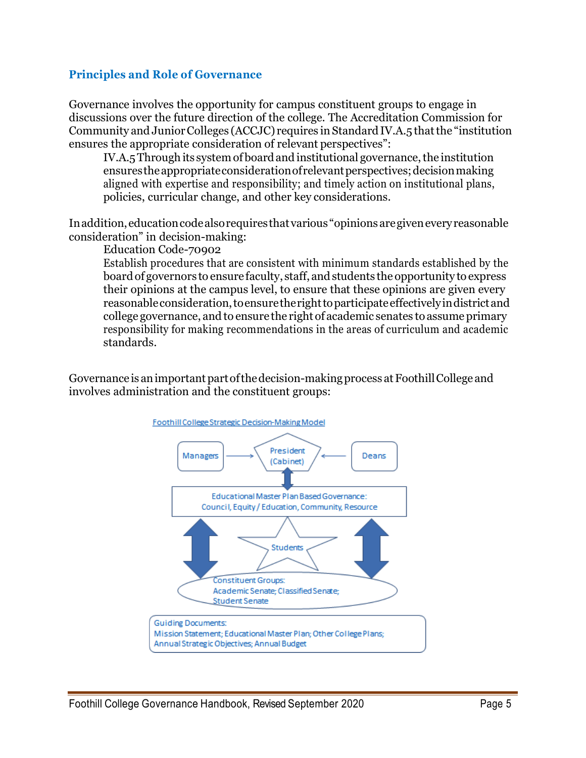## Principles and Role of Governance

Governance involves the opportunity for campus constituent groups to engage in discussions over the future direction of the college. The Accreditation Commission for Community and Junior Colleges (ACCJC) requires in Standard IV.A.5 that the "institution ensures the appropriate consideration of relevant perspectives":

> IV.A.5 Through its system of board and institutional governance, the institution ensures the appropriate consideration of relevant perspectives; decision making aligned with expertise and responsibility; and timely action on institutional plans, policies, curricular change, and other key considerations.

In addition, education code also requires that various "opinions are given every reasonable consideration" in decision-making:

> Education Code-70902
>
> Establish procedures that are consistent with minimum standards established by the board of governors to ensure faculty, staff, and students the opportunity to express their opinions at the campus level, to ensure that these opinions are given every reasonable consideration, to ensure the right to participate effectively in district and college governance, and to ensure the right of academic senates to assume primary responsibility for making recommendations in the areas of curriculum and academic standards.

Governance is an important part of the decision-making process at Foothill College and involves administration and the constituent groups:

Foothill College Strategic Decision-Making Model

Managers → President (Cabinet) ← Deans

Educational Master Plan Based Governance: Council, Equity / Education, Community, Resource

Students

Constituent Groups: Academic Senate; Classified Senate; Student Senate

Guiding Documents: Mission Statement; Educational Master Plan; Other College Plans; Annual Strategic Objectives; Annual Budget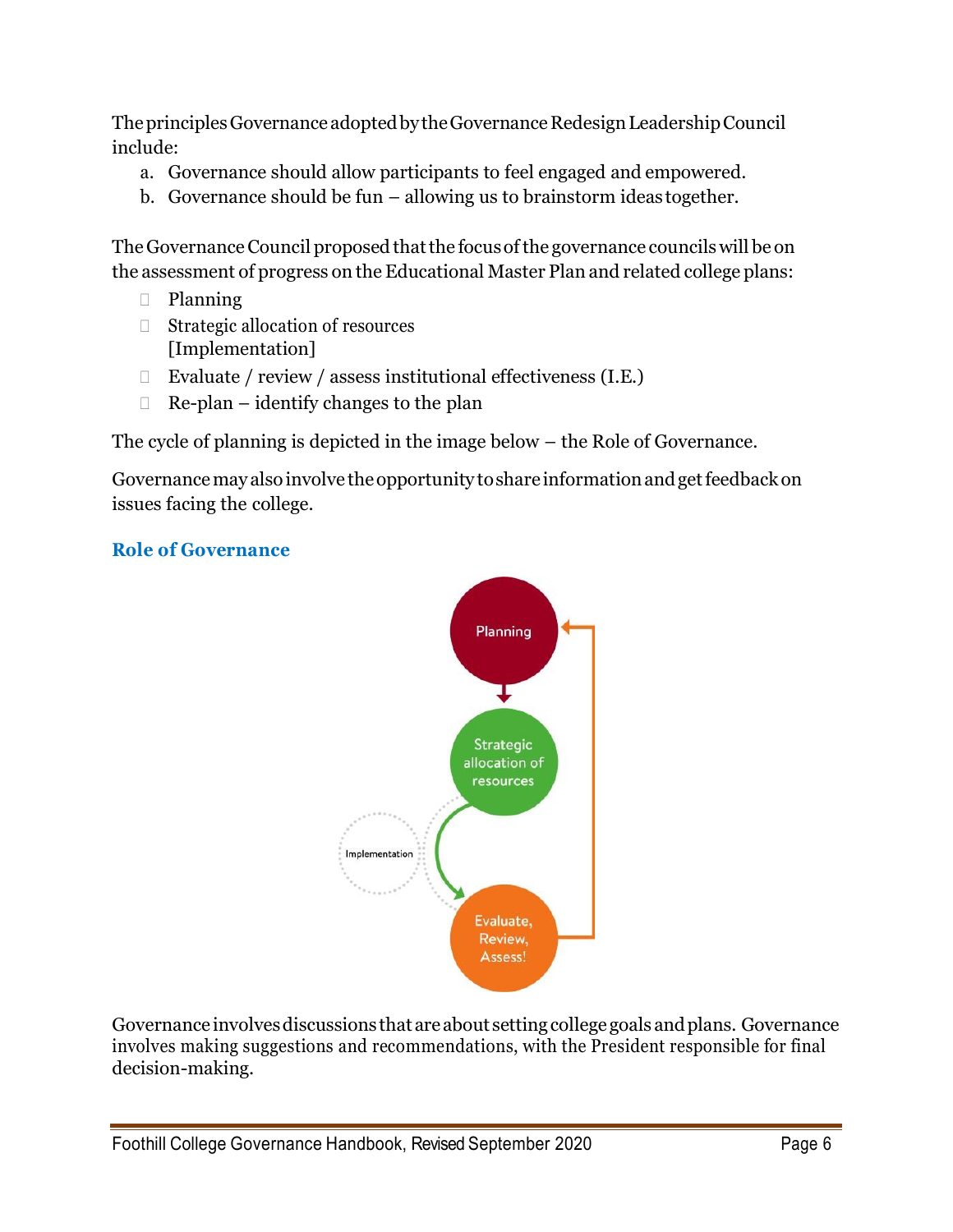The principles Governance adopted by the Governance Redesign Leadership Council include:

a. Governance should allow participants to feel engaged and empowered.
b. Governance should be fun – allowing us to brainstorm ideas together.

The Governance Council proposed that the focus of the governance councils will be on the assessment of progress on the Educational Master Plan and related college plans:

- Planning
- Strategic allocation of resources [Implementation]
- Evaluate / review / assess institutional effectiveness (I.E.)
- Re-plan – identify changes to the plan

The cycle of planning is depicted in the image below – the Role of Governance.

Governance may also involve the opportunity to share information and get feedback on issues facing the college.

### Role of Governance

Planning → Strategic allocation of resources → (Implementation) → Evaluate, Review, Assess! → Planning

Governance involves discussions that are about setting college goals and plans. Governance involves making suggestions and recommendations, with the President responsible for final decision-making.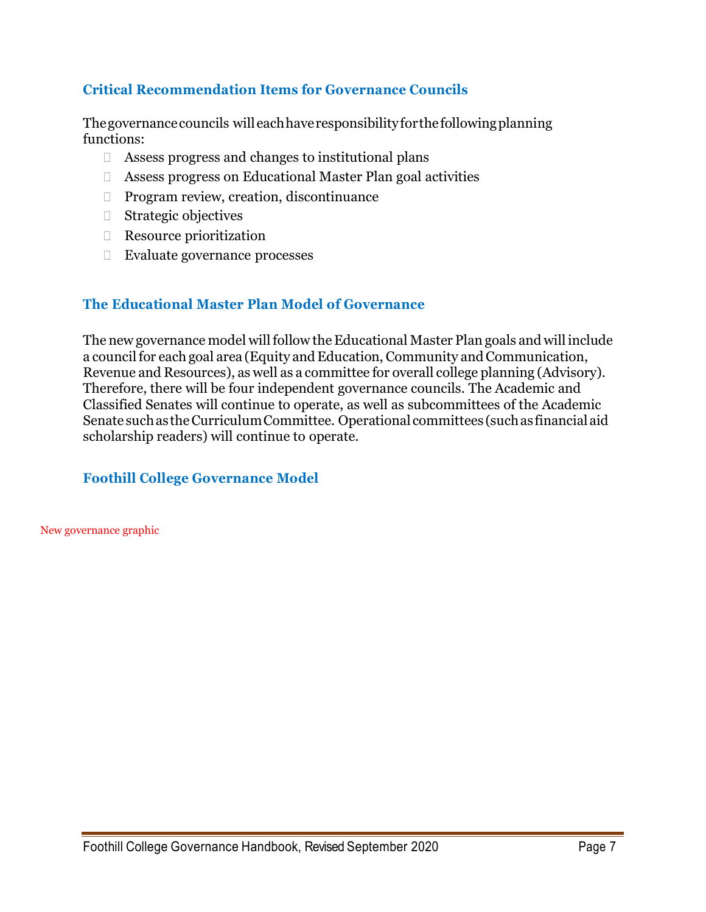## Critical Recommendation Items for Governance Councils

The governance councils will each have responsibility for the following planning functions:

- Assess progress and changes to institutional plans
- Assess progress on Educational Master Plan goal activities
- Program review, creation, discontinuance
- Strategic objectives
- Resource prioritization
- Evaluate governance processes

## The Educational Master Plan Model of Governance

The new governance model will follow the Educational Master Plan goals and will include a council for each goal area (Equity and Education, Community and Communication, Revenue and Resources), as well as a committee for overall college planning (Advisory). Therefore, there will be four independent governance councils. The Academic and Classified Senates will continue to operate, as well as subcommittees of the Academic Senate such as the Curriculum Committee. Operational committees (such as financial aid scholarship readers) will continue to operate.

## Foothill College Governance Model

New governance graphic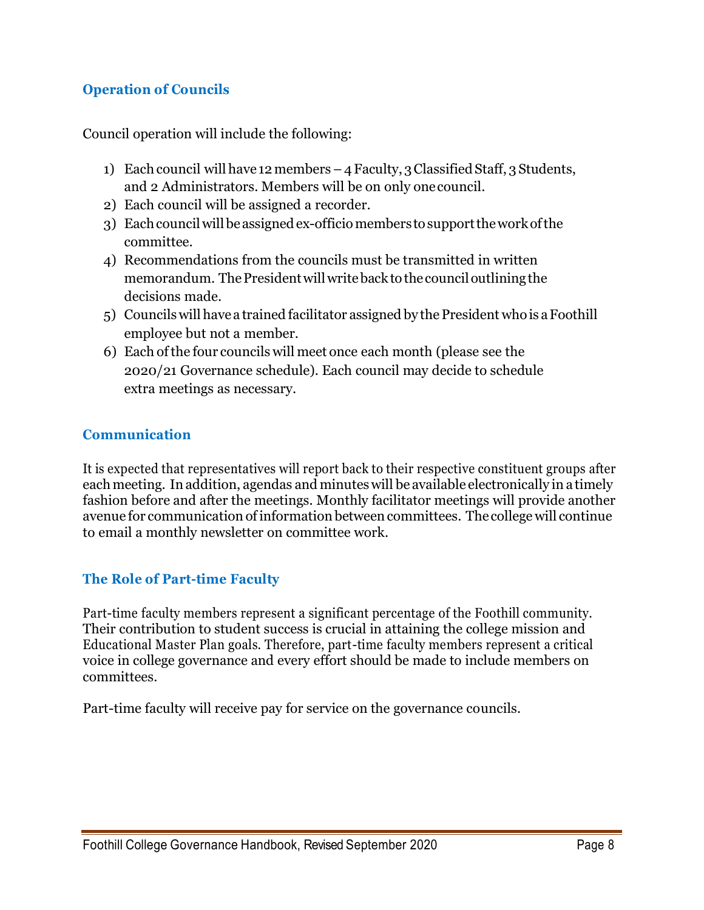## Operation of Councils

Council operation will include the following:

1) Each council will have 12 members – 4 Faculty, 3 Classified Staff, 3 Students, and 2 Administrators. Members will be on only one council.
2) Each council will be assigned a recorder.
3) Each council will be assigned ex-officio members to support the work of the committee.
4) Recommendations from the councils must be transmitted in written memorandum. The President will write back to the council outlining the decisions made.
5) Councils will have a trained facilitator assigned by the President who is a Foothill employee but not a member.
6) Each of the four councils will meet once each month (please see the 2020/21 Governance schedule). Each council may decide to schedule extra meetings as necessary.

## Communication

It is expected that representatives will report back to their respective constituent groups after each meeting. In addition, agendas and minutes will be available electronically in a timely fashion before and after the meetings. Monthly facilitator meetings will provide another avenue for communication of information between committees. The college will continue to email a monthly newsletter on committee work.

## The Role of Part-time Faculty

Part-time faculty members represent a significant percentage of the Foothill community. Their contribution to student success is crucial in attaining the college mission and Educational Master Plan goals. Therefore, part-time faculty members represent a critical voice in college governance and every effort should be made to include members on committees.

Part-time faculty will receive pay for service on the governance councils.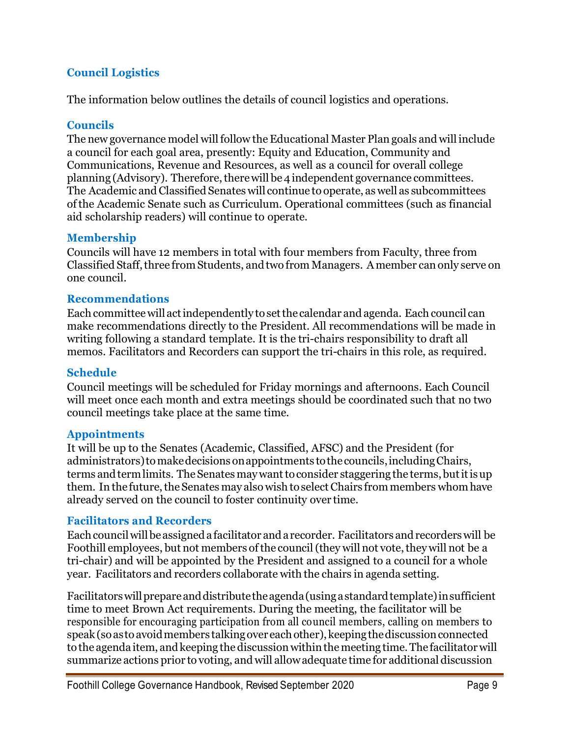## Council Logistics

The information below outlines the details of council logistics and operations.

### Councils

The new governance model will follow the Educational Master Plan goals and will include a council for each goal area, presently: Equity and Education, Community and Communications, Revenue and Resources, as well as a council for overall college planning (Advisory). Therefore, there will be 4 independent governance committees. The Academic and Classified Senates will continue to operate, as well as subcommittees of the Academic Senate such as Curriculum. Operational committees (such as financial aid scholarship readers) will continue to operate.

### Membership

Councils will have 12 members in total with four members from Faculty, three from Classified Staff, three from Students, and two from Managers. A member can only serve on one council.

### Recommendations

Each committee will act independently to set the calendar and agenda. Each council can make recommendations directly to the President. All recommendations will be made in writing following a standard template. It is the tri-chairs responsibility to draft all memos. Facilitators and Recorders can support the tri-chairs in this role, as required.

### Schedule

Council meetings will be scheduled for Friday mornings and afternoons. Each Council will meet once each month and extra meetings should be coordinated such that no two council meetings take place at the same time.

### Appointments

It will be up to the Senates (Academic, Classified, AFSC) and the President (for administrators) to make decisions on appointments to the councils, including Chairs, terms and term limits. The Senates may want to consider staggering the terms, but it is up them. In the future, the Senates may also wish to select Chairs from members whom have already served on the council to foster continuity over time.

### Facilitators and Recorders

Each council will be assigned a facilitator and a recorder. Facilitators and recorders will be Foothill employees, but not members of the council (they will not vote, they will not be a tri-chair) and will be appointed by the President and assigned to a council for a whole year. Facilitators and recorders collaborate with the chairs in agenda setting.

Facilitators will prepare and distribute the agenda (using a standard template) in sufficient time to meet Brown Act requirements. During the meeting, the facilitator will be responsible for encouraging participation from all council members, calling on members to speak (so as to avoid members talking over each other), keeping the discussion connected to the agenda item, and keeping the discussion within the meeting time. The facilitator will summarize actions prior to voting, and will allow adequate time for additional discussion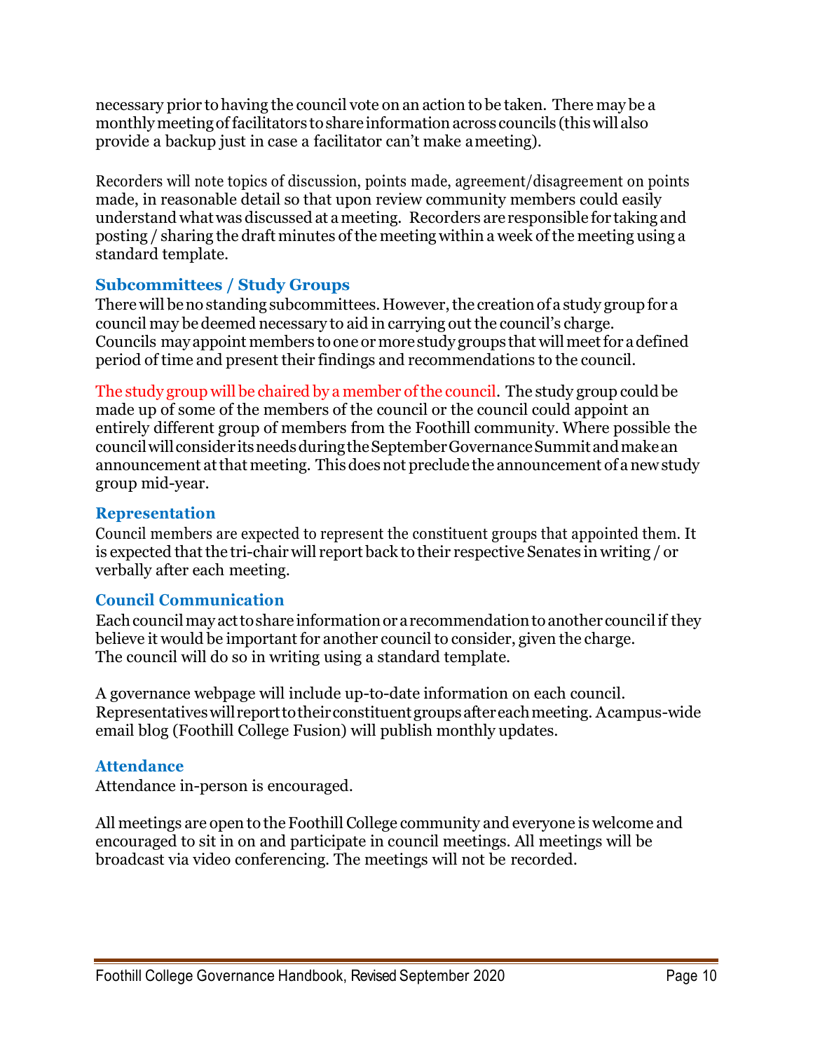necessary prior to having the council vote on an action to be taken. There may be a monthly meeting of facilitators to share information across councils (this will also provide a backup just in case a facilitator can't make a meeting).

Recorders will note topics of discussion, points made, agreement/disagreement on points made, in reasonable detail so that upon review community members could easily understand what was discussed at a meeting. Recorders are responsible for taking and posting / sharing the draft minutes of the meeting within a week of the meeting using a standard template.

### Subcommittees / Study Groups

There will be no standing subcommittees. However, the creation of a study group for a council may be deemed necessary to aid in carrying out the council's charge. Councils may appoint members to one or more study groups that will meet for a defined period of time and present their findings and recommendations to the council.

The study group will be chaired by a member of the council. The study group could be made up of some of the members of the council or the council could appoint an entirely different group of members from the Foothill community. Where possible the council will consider its needs during the September Governance Summit and make an announcement at that meeting. This does not preclude the announcement of a new study group mid-year.

### Representation

Council members are expected to represent the constituent groups that appointed them. It is expected that the tri-chair will report back to their respective Senates in writing / or verbally after each meeting.

### Council Communication

Each council may act to share information or a recommendation to another council if they believe it would be important for another council to consider, given the charge. The council will do so in writing using a standard template.

A governance webpage will include up-to-date information on each council. Representatives will report to their constituent groups after each meeting. A campus-wide email blog (Foothill College Fusion) will publish monthly updates.

### Attendance

Attendance in-person is encouraged.

All meetings are open to the Foothill College community and everyone is welcome and encouraged to sit in on and participate in council meetings. All meetings will be broadcast via video conferencing. The meetings will not be recorded.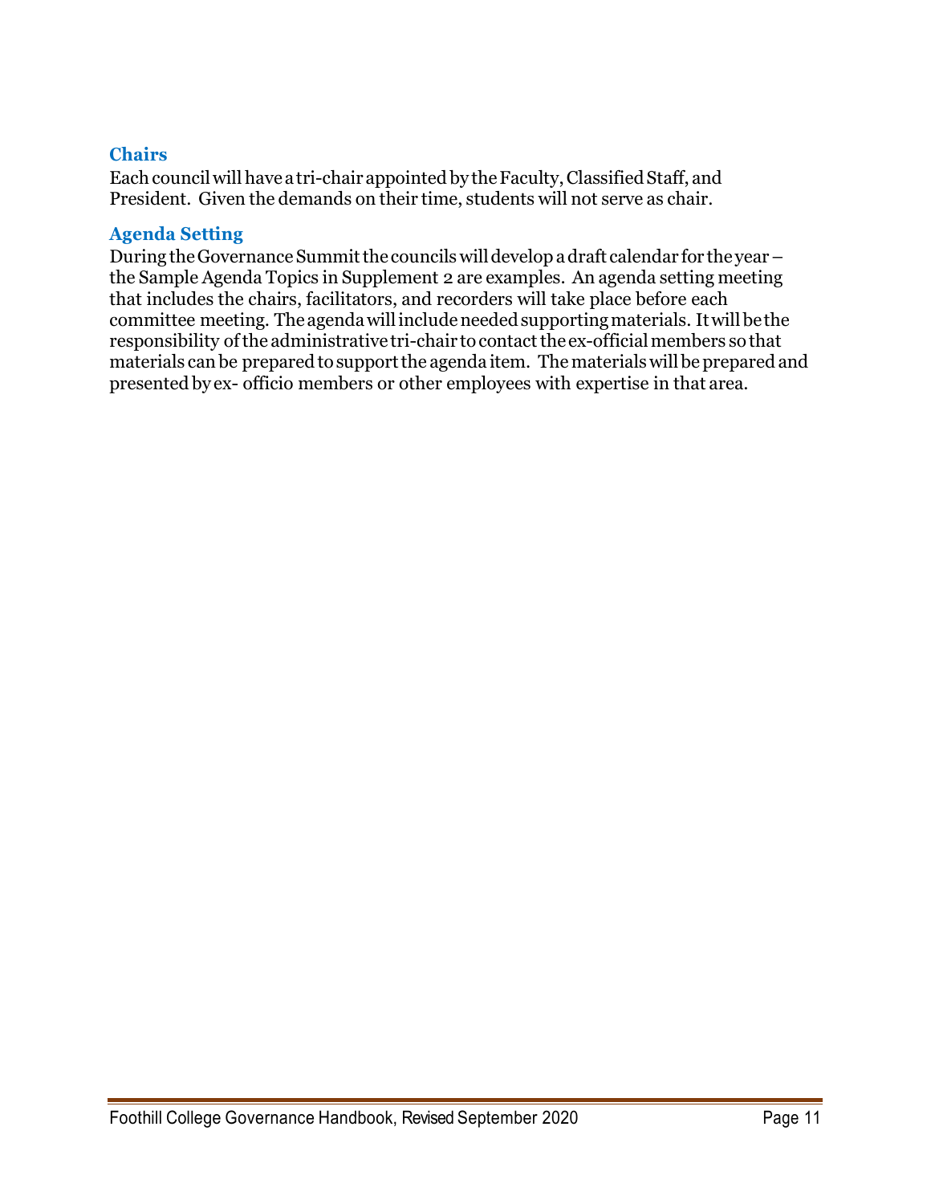### Chairs

Each council will have a tri-chair appointed by the Faculty, Classified Staff, and President. Given the demands on their time, students will not serve as chair.

### Agenda Setting

During the Governance Summit the councils will develop a draft calendar for the year – the Sample Agenda Topics in Supplement 2 are examples. An agenda setting meeting that includes the chairs, facilitators, and recorders will take place before each committee meeting. The agenda will include needed supporting materials. It will be the responsibility of the administrative tri-chair to contact the ex-official members so that materials can be prepared to support the agenda item. The materials will be prepared and presented by ex- officio members or other employees with expertise in that area.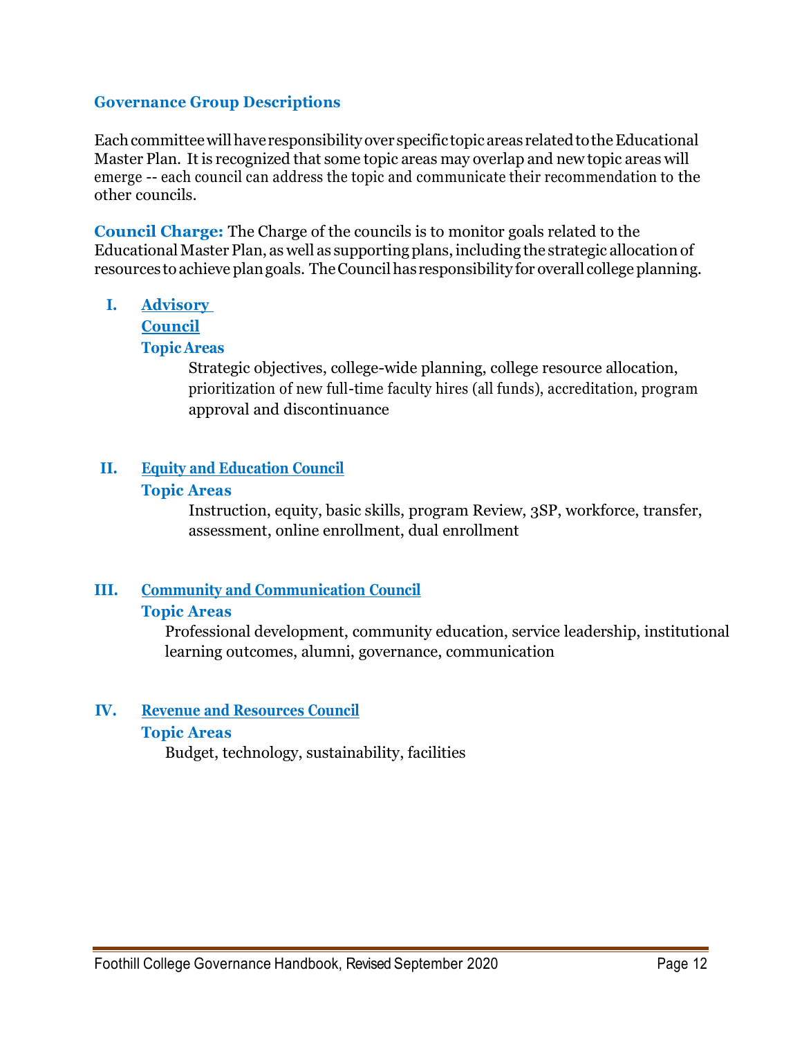## Governance Group Descriptions

Each committee will have responsibility over specific topic areas related to the Educational Master Plan. It is recognized that some topic areas may overlap and new topic areas will emerge -- each council can address the topic and communicate their recommendation to the other councils.

**Council Charge:** The Charge of the councils is to monitor goals related to the Educational Master Plan, as well as supporting plans, including the strategic allocation of resources to achieve plan goals. The Council has responsibility for overall college planning.

### I. Advisory Council

**Topic Areas**

Strategic objectives, college-wide planning, college resource allocation, prioritization of new full-time faculty hires (all funds), accreditation, program approval and discontinuance

### II. Equity and Education Council

**Topic Areas**

Instruction, equity, basic skills, program Review, 3SP, workforce, transfer, assessment, online enrollment, dual enrollment

### III. Community and Communication Council

**Topic Areas**

Professional development, community education, service leadership, institutional learning outcomes, alumni, governance, communication

### IV. Revenue and Resources Council

**Topic Areas**

Budget, technology, sustainability, facilities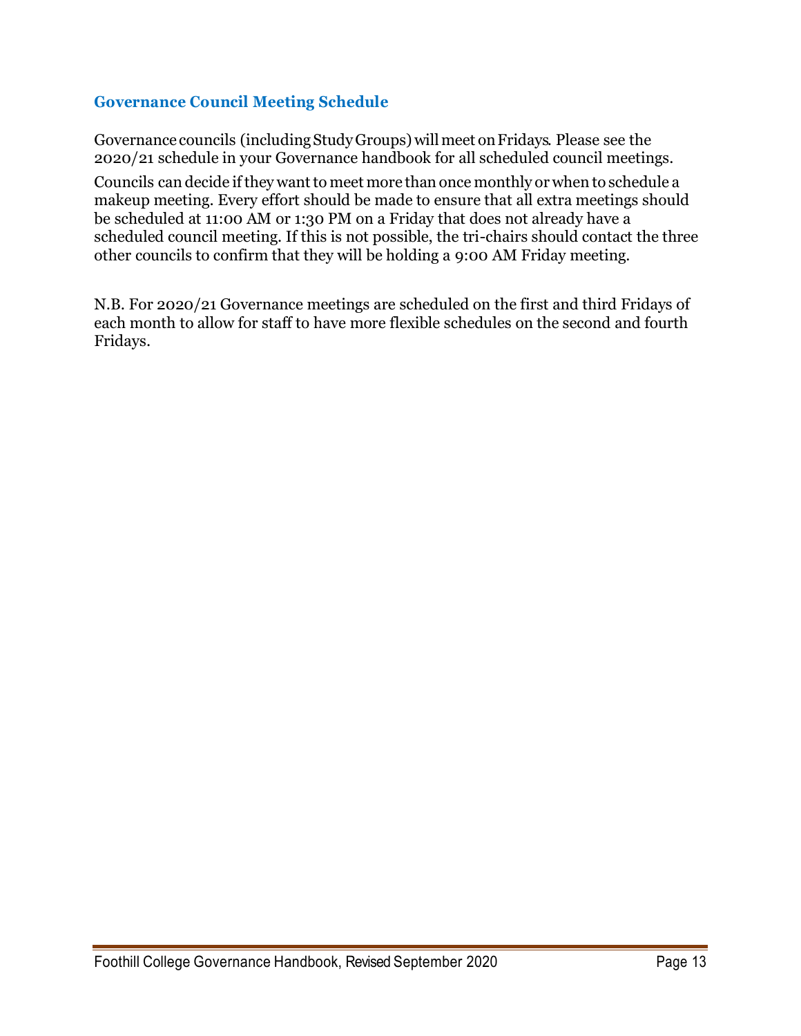## Governance Council Meeting Schedule

Governance councils (including Study Groups) will meet on Fridays. Please see the 2020/21 schedule in your Governance handbook for all scheduled council meetings.

Councils can decide if they want to meet more than once monthly or when to schedule a makeup meeting. Every effort should be made to ensure that all extra meetings should be scheduled at 11:00 AM or 1:30 PM on a Friday that does not already have a scheduled council meeting. If this is not possible, the tri-chairs should contact the three other councils to confirm that they will be holding a 9:00 AM Friday meeting.

N.B. For 2020/21 Governance meetings are scheduled on the first and third Fridays of each month to allow for staff to have more flexible schedules on the second and fourth Fridays.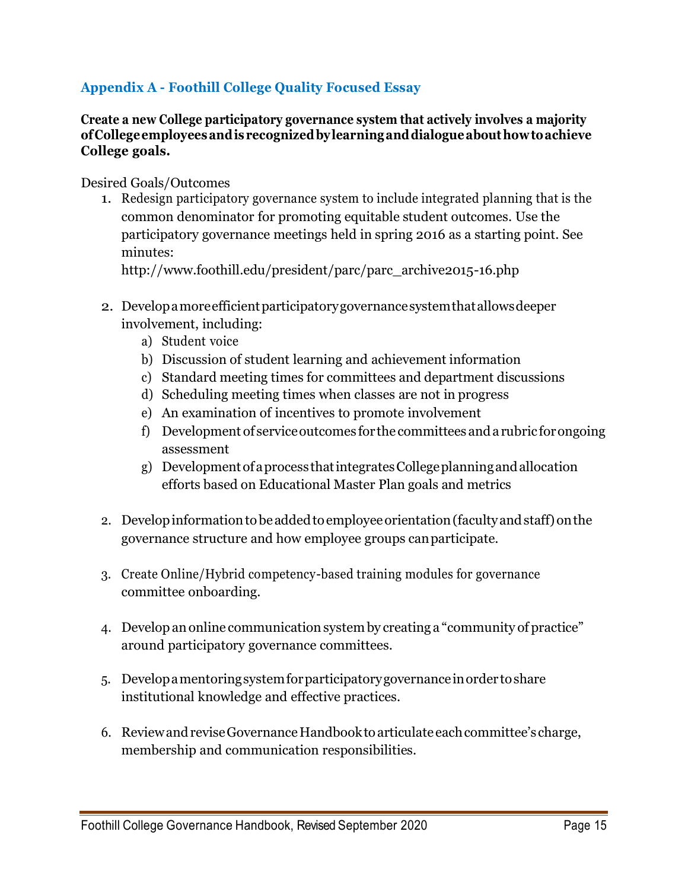## Appendix A - Foothill College Quality Focused Essay

**Create a new College participatory governance system that actively involves a majority of College employees and is recognized by learning and dialogue about how to achieve College goals.**

Desired Goals/Outcomes

1. Redesign participatory governance system to include integrated planning that is the common denominator for promoting equitable student outcomes. Use the participatory governance meetings held in spring 2016 as a starting point. See minutes:
   http://www.foothill.edu/president/parc/parc_archive2015-16.php

2. Develop a more efficient participatory governance system that allows deeper involvement, including:
   a) Student voice
   b) Discussion of student learning and achievement information
   c) Standard meeting times for committees and department discussions
   d) Scheduling meeting times when classes are not in progress
   e) An examination of incentives to promote involvement
   f) Development of service outcomes for the committees and a rubric for ongoing assessment
   g) Development of a process that integrates College planning and allocation efforts based on Educational Master Plan goals and metrics

2. Develop information to be added to employee orientation (faculty and staff) on the governance structure and how employee groups can participate.

3. Create Online/Hybrid competency-based training modules for governance committee onboarding.

4. Develop an online communication system by creating a "community of practice" around participatory governance committees.

5. Develop a mentoring system for participatory governance in order to share institutional knowledge and effective practices.

6. Review and revise Governance Handbook to articulate each committee's charge, membership and communication responsibilities.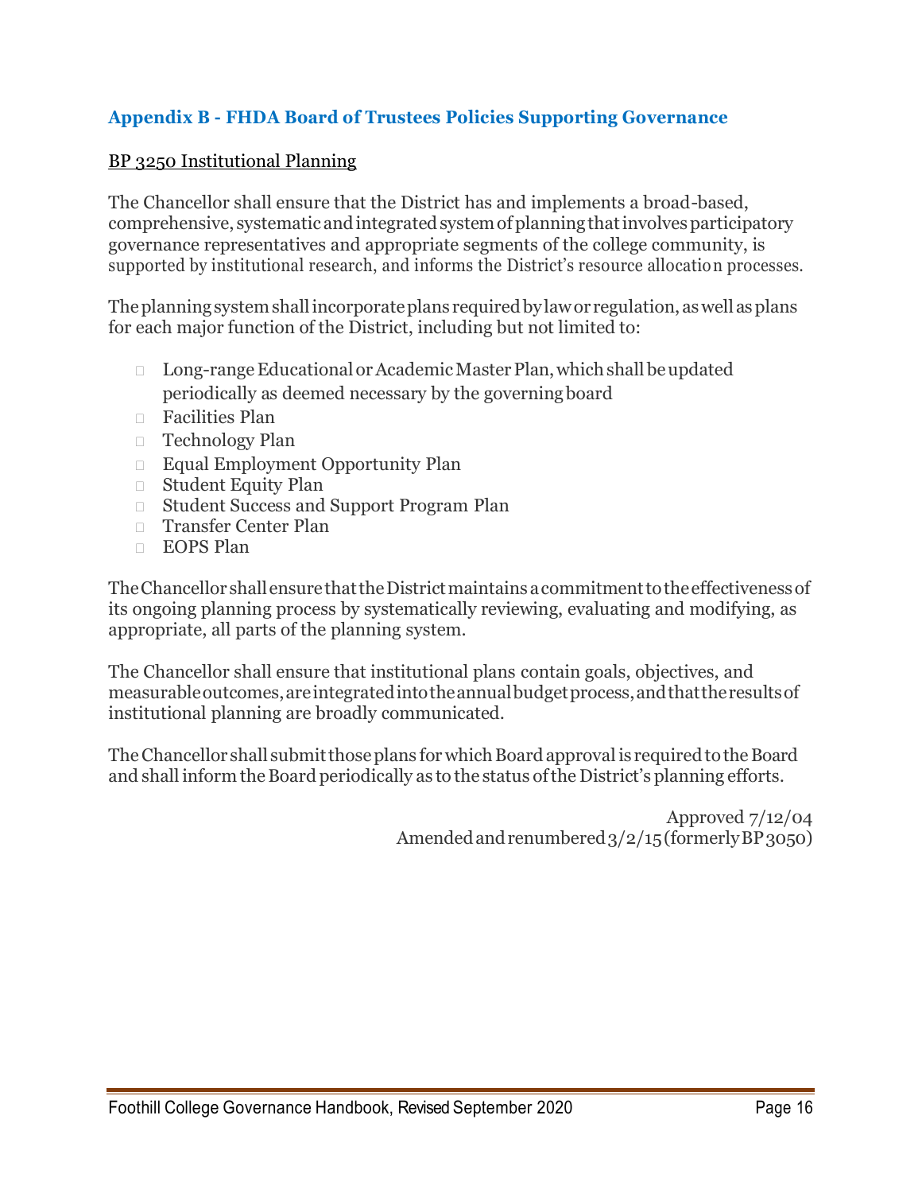## Appendix B - FHDA Board of Trustees Policies Supporting Governance

<u>BP 3250 Institutional Planning</u>

The Chancellor shall ensure that the District has and implements a broad-based, comprehensive, systematic and integrated system of planning that involves participatory governance representatives and appropriate segments of the college community, is supported by institutional research, and informs the District's resource allocation processes.

The planning system shall incorporate plans required by law or regulation, as well as plans for each major function of the District, including but not limited to:

- Long-range Educational or Academic Master Plan, which shall be updated periodically as deemed necessary by the governing board
- Facilities Plan
- Technology Plan
- Equal Employment Opportunity Plan
- Student Equity Plan
- Student Success and Support Program Plan
- Transfer Center Plan
- EOPS Plan

The Chancellor shall ensure that the District maintains a commitment to the effectiveness of its ongoing planning process by systematically reviewing, evaluating and modifying, as appropriate, all parts of the planning system.

The Chancellor shall ensure that institutional plans contain goals, objectives, and measurable outcomes, are integrated into the annual budget process, and that the results of institutional planning are broadly communicated.

The Chancellor shall submit those plans for which Board approval is required to the Board and shall inform the Board periodically as to the status of the District's planning efforts.

Approved 7/12/04
Amended and renumbered 3/2/15 (formerly BP 3050)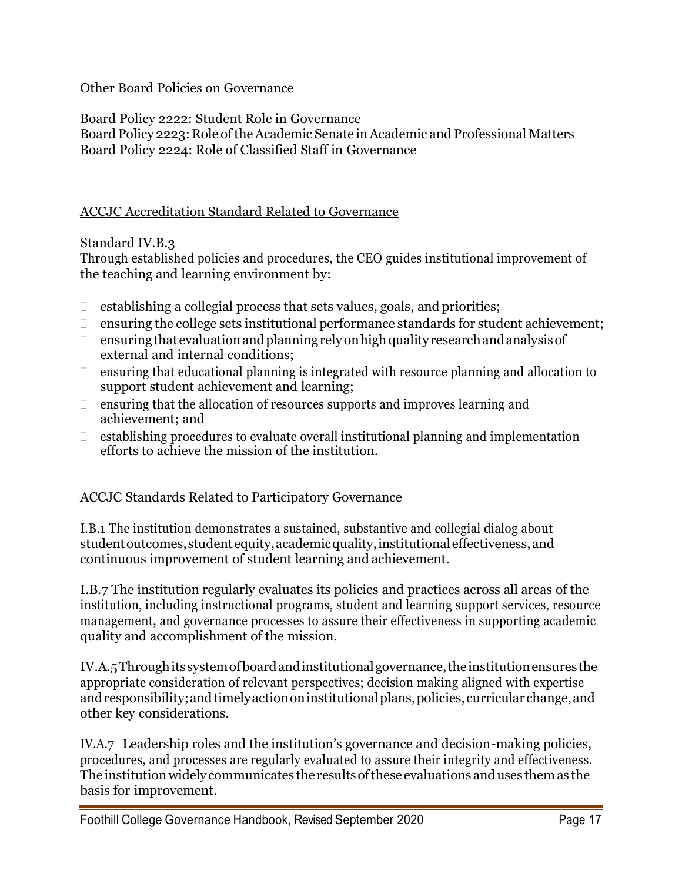Other Board Policies on Governance

Board Policy 2222: Student Role in Governance
Board Policy 2223: Role of the Academic Senate in Academic and Professional Matters
Board Policy 2224: Role of Classified Staff in Governance

ACCJC Accreditation Standard Related to Governance

Standard IV.B.3
Through established policies and procedures, the CEO guides institutional improvement of the teaching and learning environment by:

- establishing a collegial process that sets values, goals, and priorities;
- ensuring the college sets institutional performance standards for student achievement;
- ensuring that evaluation and planning rely on high quality research and analysis of external and internal conditions;
- ensuring that educational planning is integrated with resource planning and allocation to support student achievement and learning;
- ensuring that the allocation of resources supports and improves learning and achievement; and
- establishing procedures to evaluate overall institutional planning and implementation efforts to achieve the mission of the institution.

ACCJC Standards Related to Participatory Governance

I.B.1 The institution demonstrates a sustained, substantive and collegial dialog about student outcomes, student equity, academic quality, institutional effectiveness, and continuous improvement of student learning and achievement.

I.B.7 The institution regularly evaluates its policies and practices across all areas of the institution, including instructional programs, student and learning support services, resource management, and governance processes to assure their effectiveness in supporting academic quality and accomplishment of the mission.

IV.A.5 Through its system of board and institutional governance, the institution ensures the appropriate consideration of relevant perspectives; decision making aligned with expertise and responsibility; and timely action on institutional plans, policies, curricular change, and other key considerations.

IV.A.7 Leadership roles and the institution's governance and decision-making policies, procedures, and processes are regularly evaluated to assure their integrity and effectiveness. The institution widely communicates the results of these evaluations and uses them as the basis for improvement.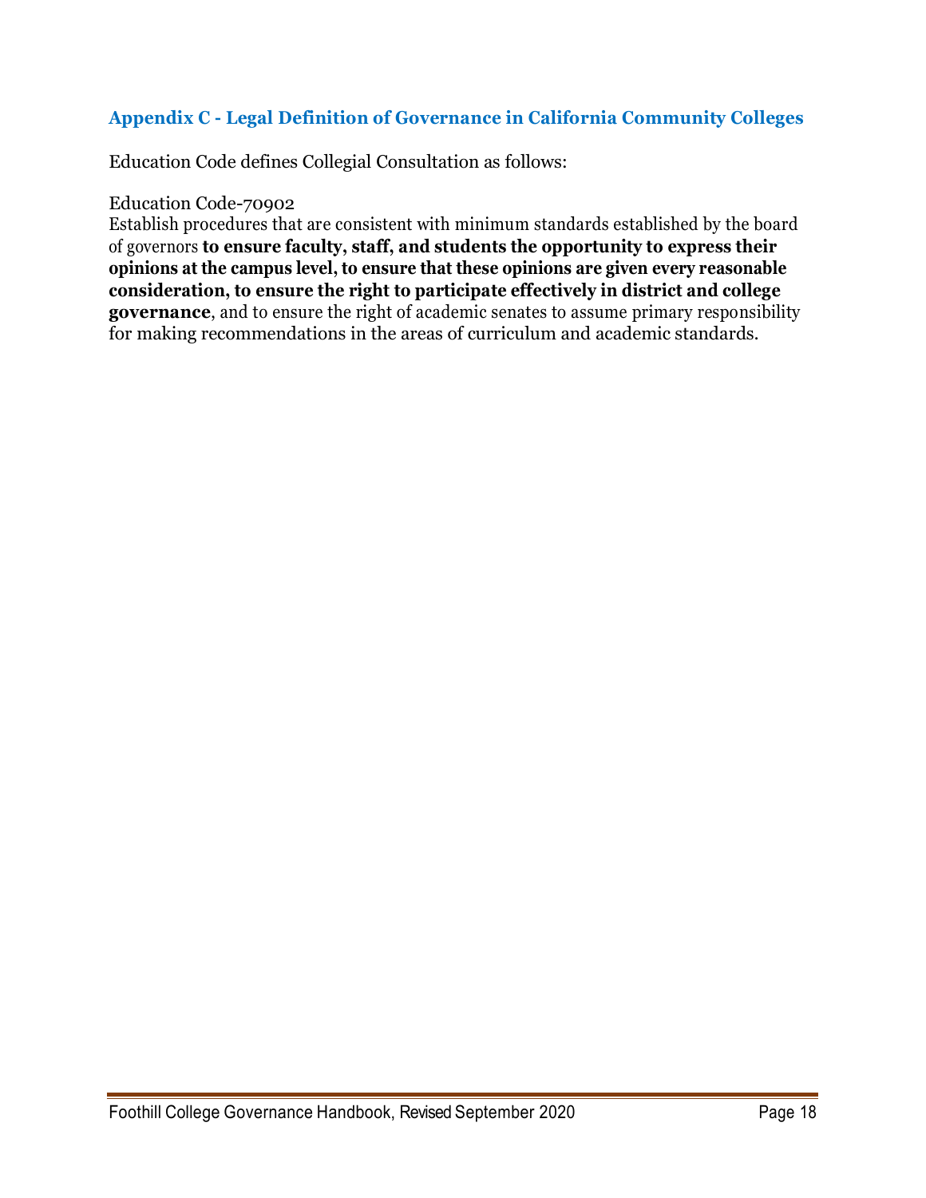## Appendix C - Legal Definition of Governance in California Community Colleges

Education Code defines Collegial Consultation as follows:

Education Code-70902

Establish procedures that are consistent with minimum standards established by the board of governors **to ensure faculty, staff, and students the opportunity to express their opinions at the campus level, to ensure that these opinions are given every reasonable consideration, to ensure the right to participate effectively in district and college governance**, and to ensure the right of academic senates to assume primary responsibility for making recommendations in the areas of curriculum and academic standards.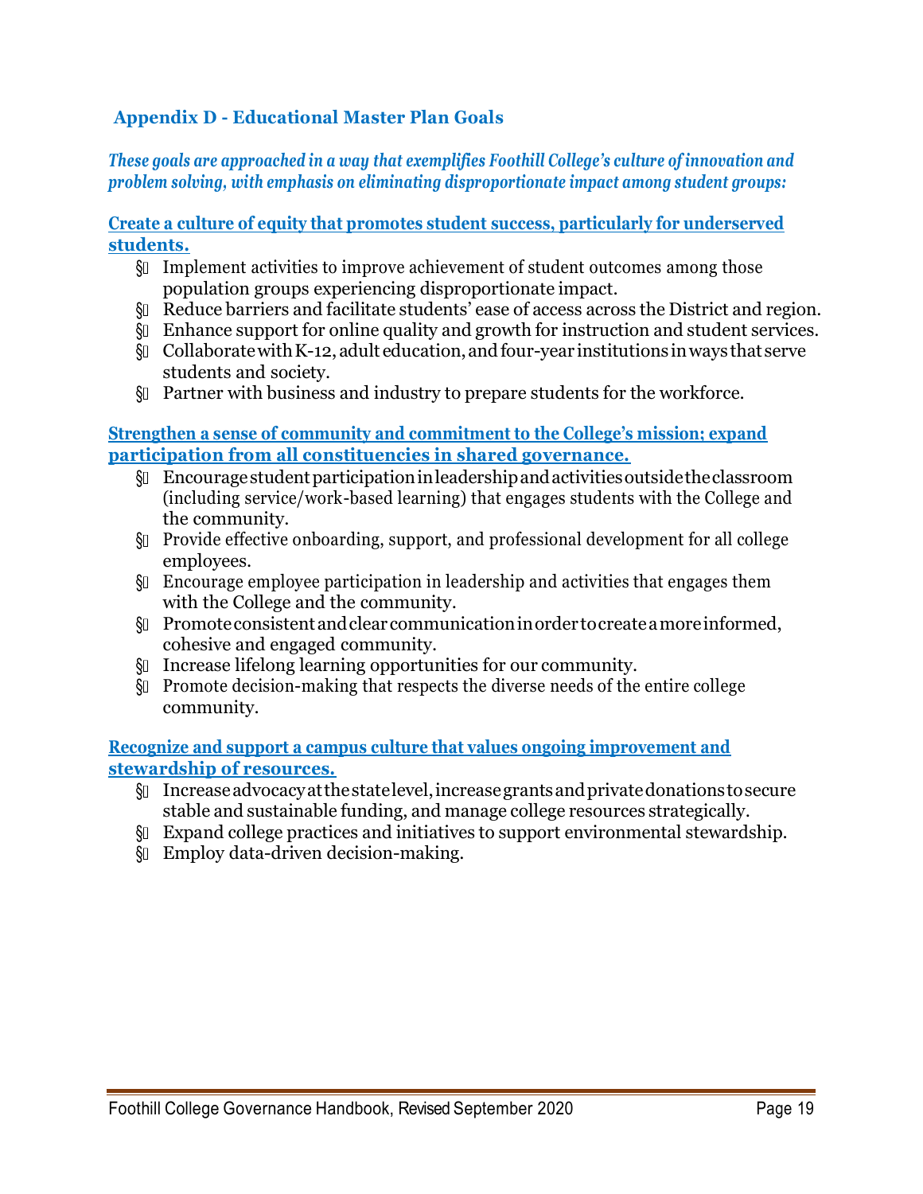## Appendix D - Educational Master Plan Goals

***These goals are approached in a way that exemplifies Foothill College's culture of innovation and problem solving, with emphasis on eliminating disproportionate impact among student groups:***

**Create a culture of equity that promotes student success, particularly for underserved students.**

- Implement activities to improve achievement of student outcomes among those population groups experiencing disproportionate impact.
- Reduce barriers and facilitate students' ease of access across the District and region.
- Enhance support for online quality and growth for instruction and student services.
- Collaborate with K-12, adult education, and four-year institutions in ways that serve students and society.
- Partner with business and industry to prepare students for the workforce.

**Strengthen a sense of community and commitment to the College's mission; expand participation from all constituencies in shared governance.**

- Encourage student participation in leadership and activities outside the classroom (including service/work-based learning) that engages students with the College and the community.
- Provide effective onboarding, support, and professional development for all college employees.
- Encourage employee participation in leadership and activities that engages them with the College and the community.
- Promote consistent and clear communication in order to create a more informed, cohesive and engaged community.
- Increase lifelong learning opportunities for our community.
- Promote decision-making that respects the diverse needs of the entire college community.

**Recognize and support a campus culture that values ongoing improvement and stewardship of resources.**

- Increase advocacy at the state level, increase grants and private donations to secure stable and sustainable funding, and manage college resources strategically.
- Expand college practices and initiatives to support environmental stewardship.
- Employ data-driven decision-making.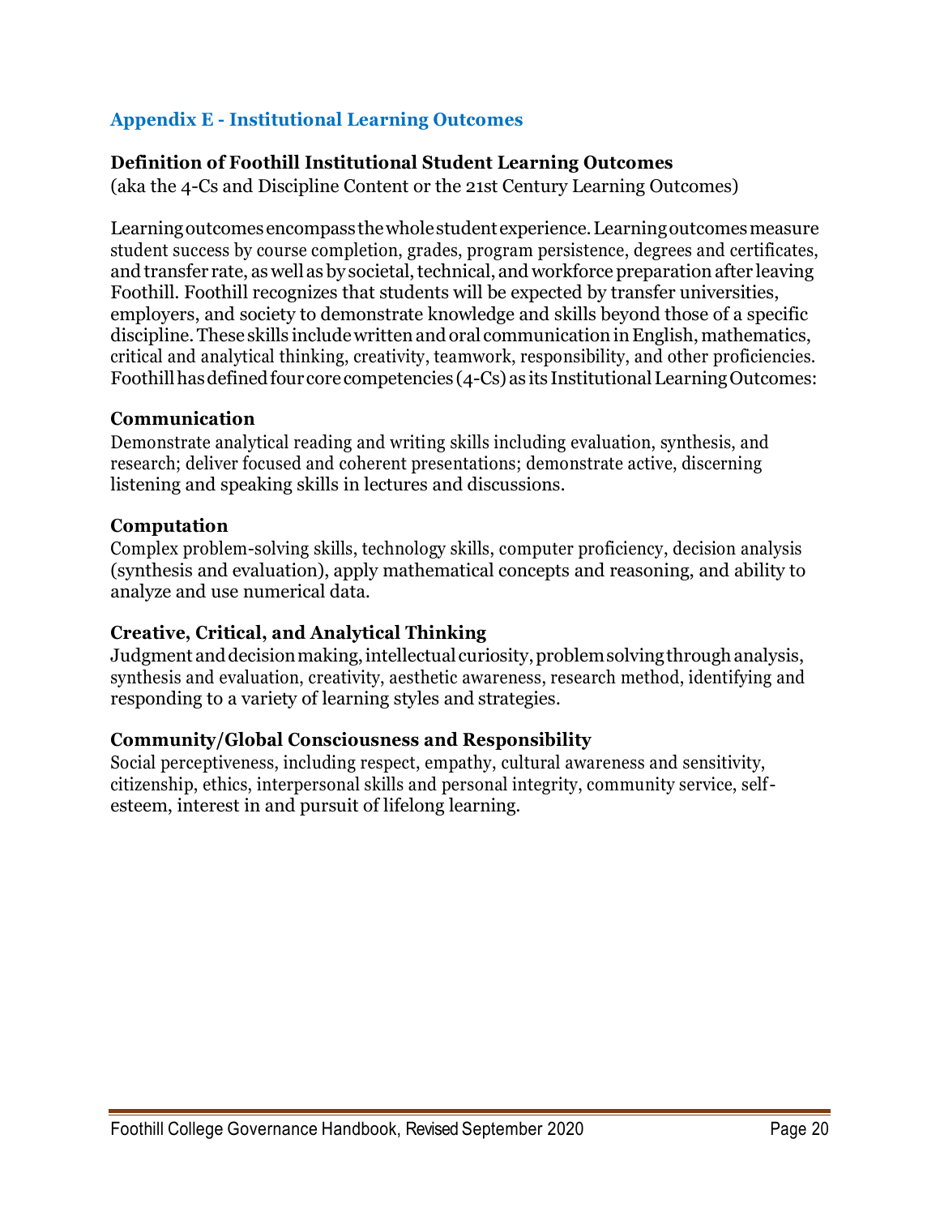## Appendix E - Institutional Learning Outcomes

### Definition of Foothill Institutional Student Learning Outcomes

(aka the 4-Cs and Discipline Content or the 21st Century Learning Outcomes)

Learning outcomes encompass the whole student experience. Learning outcomes measure student success by course completion, grades, program persistence, degrees and certificates, and transfer rate, as well as by societal, technical, and workforce preparation after leaving Foothill. Foothill recognizes that students will be expected by transfer universities, employers, and society to demonstrate knowledge and skills beyond those of a specific discipline. These skills include written and oral communication in English, mathematics, critical and analytical thinking, creativity, teamwork, responsibility, and other proficiencies. Foothill has defined four core competencies (4-Cs) as its Institutional Learning Outcomes:

### Communication

Demonstrate analytical reading and writing skills including evaluation, synthesis, and research; deliver focused and coherent presentations; demonstrate active, discerning listening and speaking skills in lectures and discussions.

### Computation

Complex problem-solving skills, technology skills, computer proficiency, decision analysis (synthesis and evaluation), apply mathematical concepts and reasoning, and ability to analyze and use numerical data.

### Creative, Critical, and Analytical Thinking

Judgment and decision making, intellectual curiosity, problem solving through analysis, synthesis and evaluation, creativity, aesthetic awareness, research method, identifying and responding to a variety of learning styles and strategies.

### Community/Global Consciousness and Responsibility

Social perceptiveness, including respect, empathy, cultural awareness and sensitivity, citizenship, ethics, interpersonal skills and personal integrity, community service, self-esteem, interest in and pursuit of lifelong learning.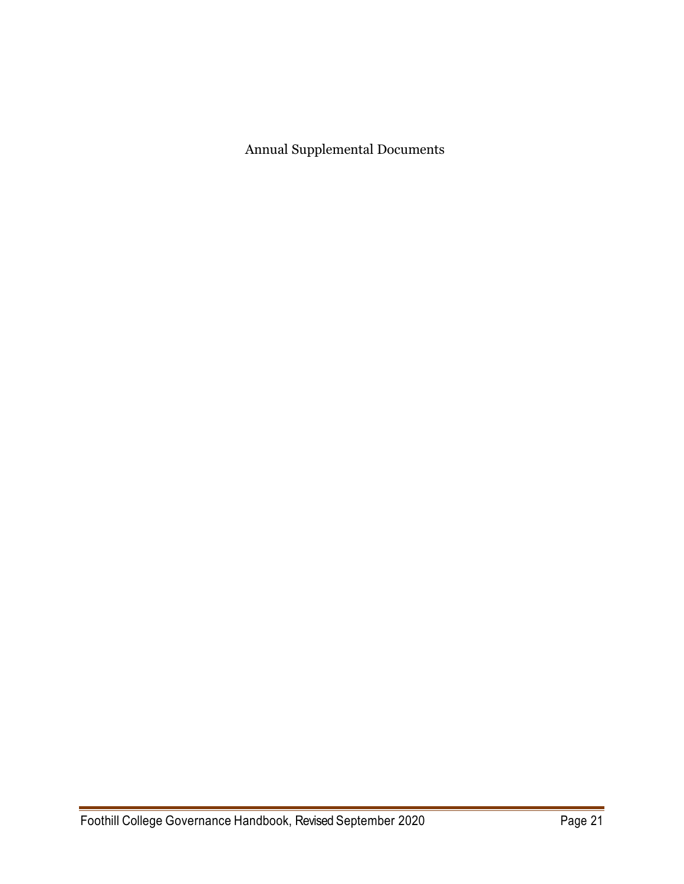Annual Supplemental Documents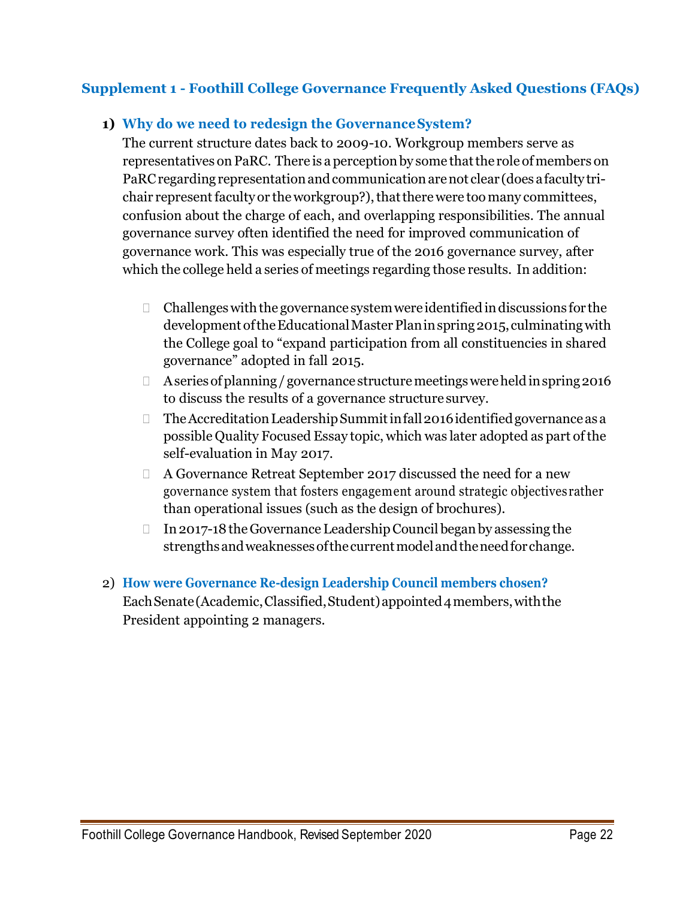## Supplement 1 - Foothill College Governance Frequently Asked Questions (FAQs)

### 1) Why do we need to redesign the Governance System?

The current structure dates back to 2009-10. Workgroup members serve as representatives on PaRC. There is a perception by some that the role of members on PaRC regarding representation and communication are not clear (does a faculty tri-chair represent faculty or the workgroup?), that there were too many committees, confusion about the charge of each, and overlapping responsibilities. The annual governance survey often identified the need for improved communication of governance work. This was especially true of the 2016 governance survey, after which the college held a series of meetings regarding those results. In addition:

- Challenges with the governance system were identified in discussions for the development of the Educational Master Plan in spring 2015, culminating with the College goal to “expand participation from all constituencies in shared governance” adopted in fall 2015.
- A series of planning / governance structure meetings were held in spring 2016 to discuss the results of a governance structure survey.
- The Accreditation Leadership Summit in fall 2016 identified governance as a possible Quality Focused Essay topic, which was later adopted as part of the self-evaluation in May 2017.
- A Governance Retreat September 2017 discussed the need for a new governance system that fosters engagement around strategic objectives rather than operational issues (such as the design of brochures).
- In 2017-18 the Governance Leadership Council began by assessing the strengths and weaknesses of the current model and the need for change.

### 2) How were Governance Re-design Leadership Council members chosen?

Each Senate (Academic, Classified, Student) appointed 4 members, with the President appointing 2 managers.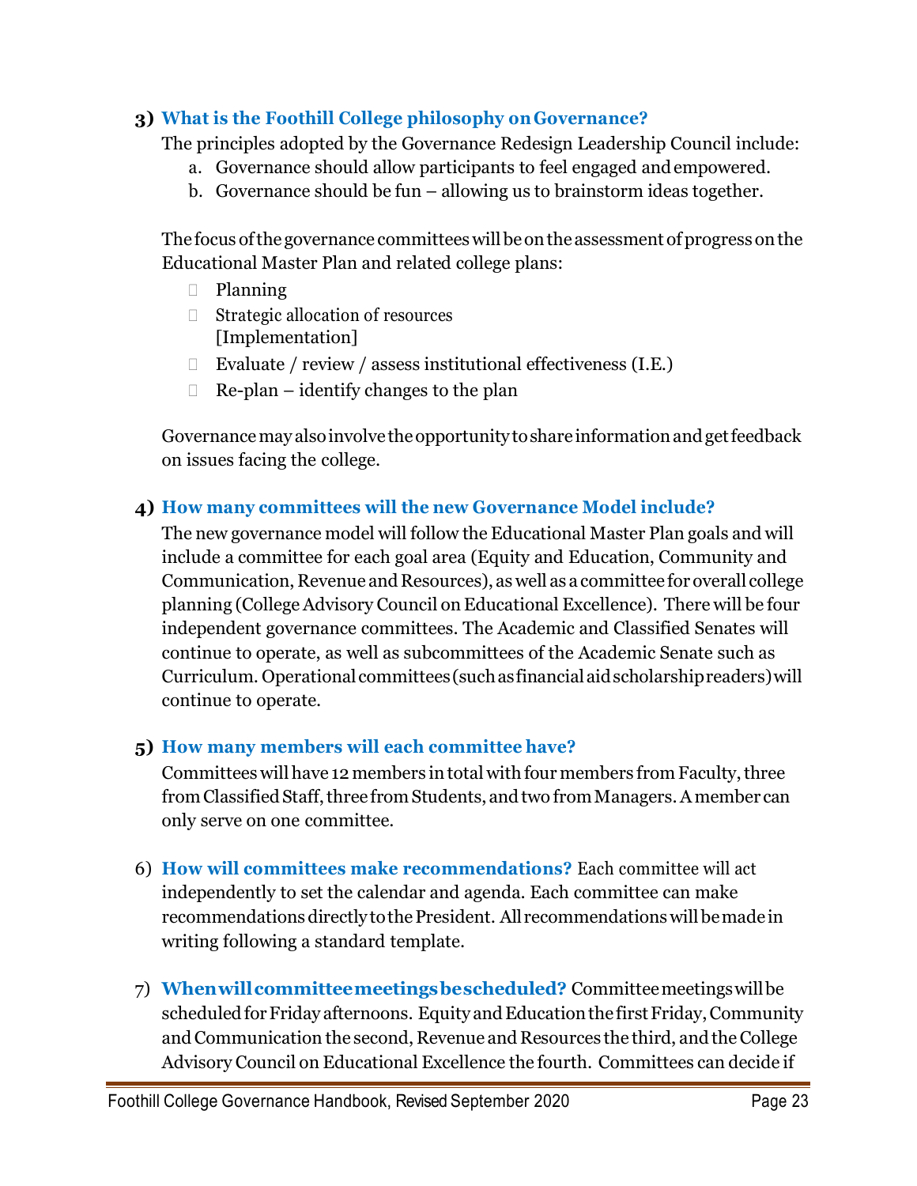### 3) What is the Foothill College philosophy on Governance?

The principles adopted by the Governance Redesign Leadership Council include:

a. Governance should allow participants to feel engaged and empowered.
b. Governance should be fun – allowing us to brainstorm ideas together.

The focus of the governance committees will be on the assessment of progress on the Educational Master Plan and related college plans:

- Planning
- Strategic allocation of resources [Implementation]
- Evaluate / review / assess institutional effectiveness (I.E.)
- Re-plan – identify changes to the plan

Governance may also involve the opportunity to share information and get feedback on issues facing the college.

### 4) How many committees will the new Governance Model include?

The new governance model will follow the Educational Master Plan goals and will include a committee for each goal area (Equity and Education, Community and Communication, Revenue and Resources), as well as a committee for overall college planning (College Advisory Council on Educational Excellence). There will be four independent governance committees. The Academic and Classified Senates will continue to operate, as well as subcommittees of the Academic Senate such as Curriculum. Operational committees (such as financial aid scholarship readers) will continue to operate.

### 5) How many members will each committee have?

Committees will have 12 members in total with four members from Faculty, three from Classified Staff, three from Students, and two from Managers. A member can only serve on one committee.

6) **How will committees make recommendations?** Each committee will act independently to set the calendar and agenda. Each committee can make recommendations directly to the President. All recommendations will be made in writing following a standard template.

7) **When will committee meetings be scheduled?** Committee meetings will be scheduled for Friday afternoons. Equity and Education the first Friday, Community and Communication the second, Revenue and Resources the third, and the College Advisory Council on Educational Excellence the fourth. Committees can decide if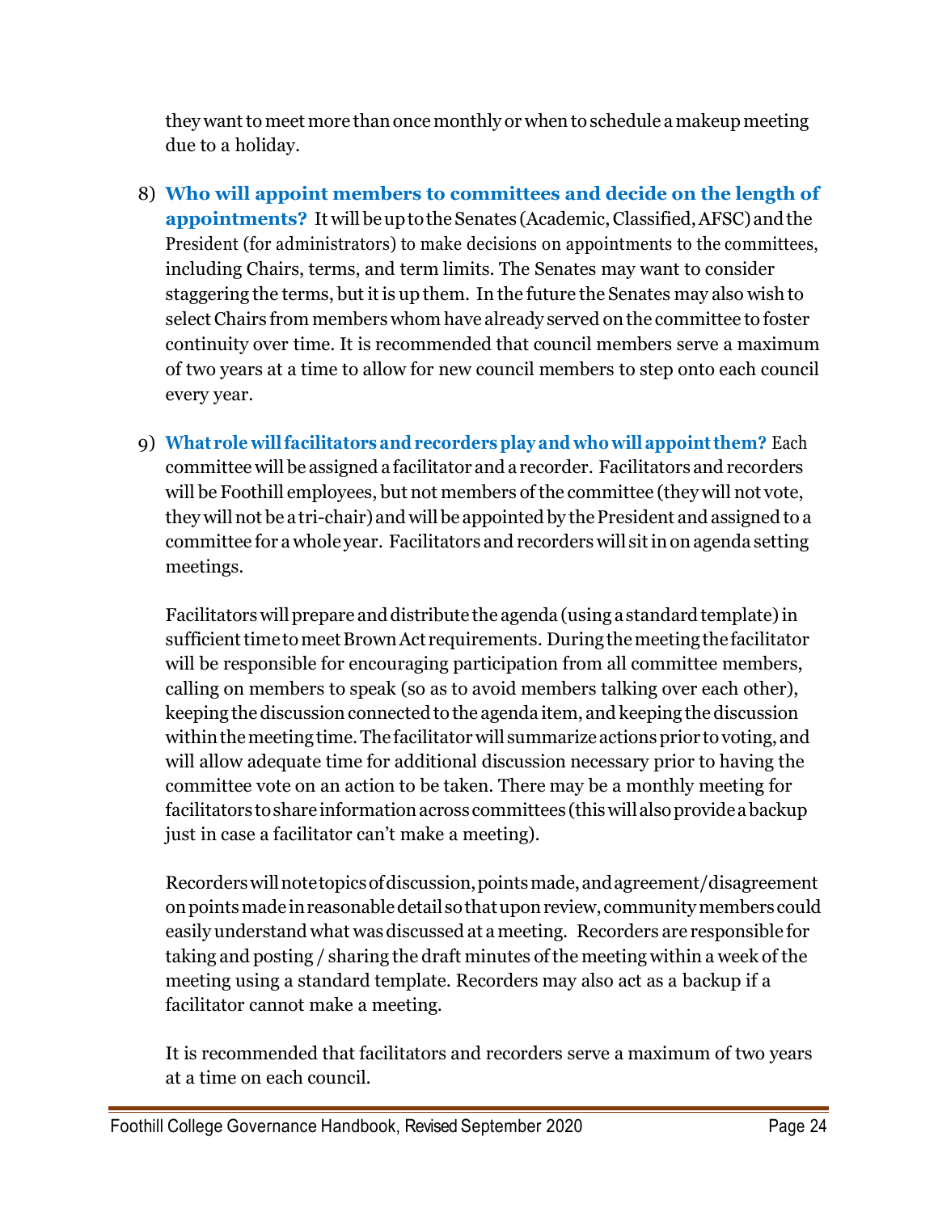they want to meet more than once monthly or when to schedule a makeup meeting due to a holiday.

8) **Who will appoint members to committees and decide on the length of appointments?** It will be up to the Senates (Academic, Classified, AFSC) and the President (for administrators) to make decisions on appointments to the committees, including Chairs, terms, and term limits. The Senates may want to consider staggering the terms, but it is up them. In the future the Senates may also wish to select Chairs from members whom have already served on the committee to foster continuity over time. It is recommended that council members serve a maximum of two years at a time to allow for new council members to step onto each council every year.

9) **What role will facilitators and recorders play and who will appoint them?** Each committee will be assigned a facilitator and a recorder. Facilitators and recorders will be Foothill employees, but not members of the committee (they will not vote, they will not be a tri-chair) and will be appointed by the President and assigned to a committee for a whole year. Facilitators and recorders will sit in on agenda setting meetings.

   Facilitators will prepare and distribute the agenda (using a standard template) in sufficient time to meet Brown Act requirements. During the meeting the facilitator will be responsible for encouraging participation from all committee members, calling on members to speak (so as to avoid members talking over each other), keeping the discussion connected to the agenda item, and keeping the discussion within the meeting time. The facilitator will summarize actions prior to voting, and will allow adequate time for additional discussion necessary prior to having the committee vote on an action to be taken. There may be a monthly meeting for facilitators to share information across committees (this will also provide a backup just in case a facilitator can't make a meeting).

   Recorders will note topics of discussion, points made, and agreement/disagreement on points made in reasonable detail so that upon review, community members could easily understand what was discussed at a meeting. Recorders are responsible for taking and posting / sharing the draft minutes of the meeting within a week of the meeting using a standard template. Recorders may also act as a backup if a facilitator cannot make a meeting.

   It is recommended that facilitators and recorders serve a maximum of two years at a time on each council.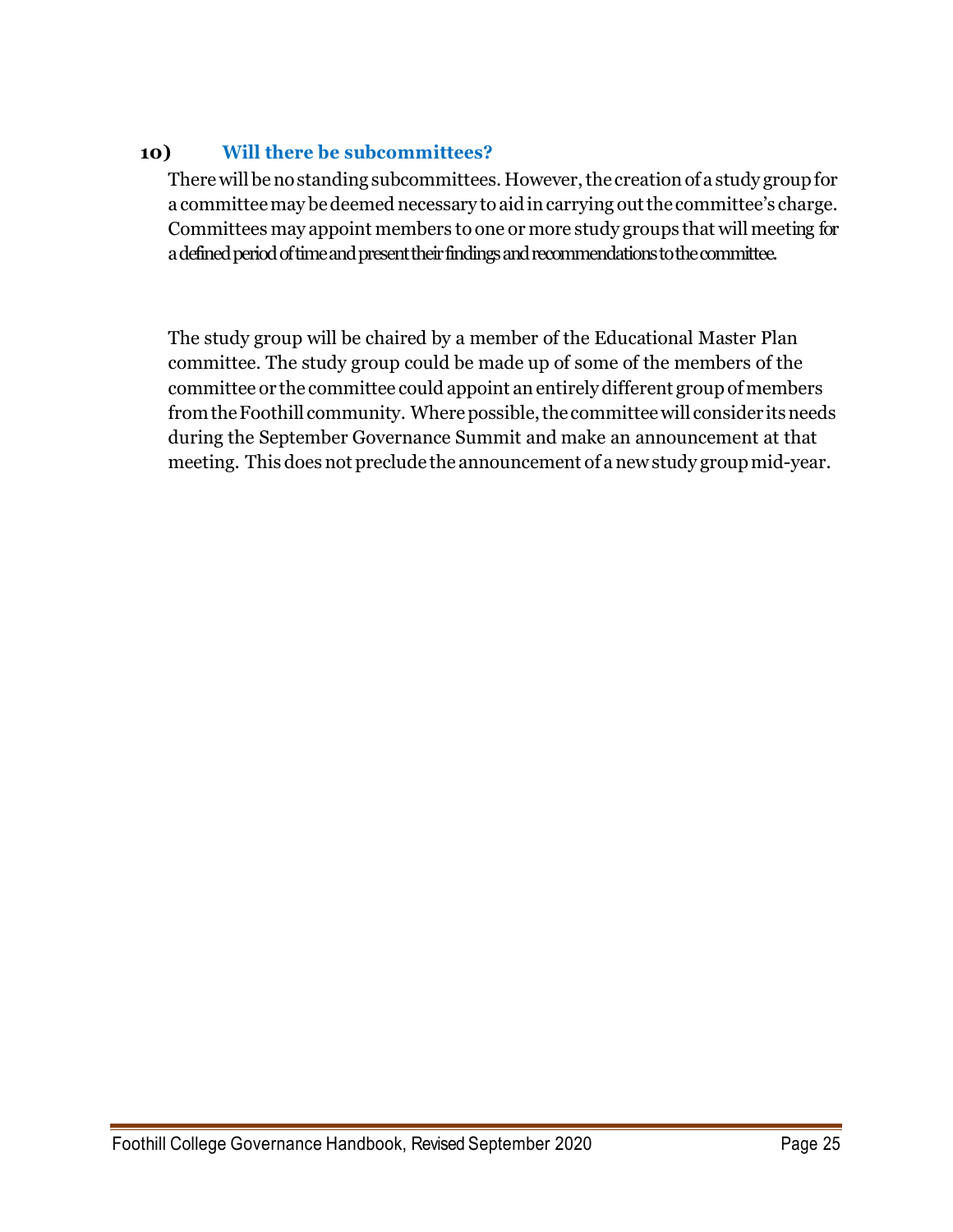### 10) Will there be subcommittees?

There will be no standing subcommittees. However, the creation of a study group for a committee may be deemed necessary to aid in carrying out the committee's charge. Committees may appoint members to one or more study groups that will meeting for a defined period of time and present their findings and recommendations to the committee.

The study group will be chaired by a member of the Educational Master Plan committee. The study group could be made up of some of the members of the committee or the committee could appoint an entirely different group of members from the Foothill community. Where possible, the committee will consider its needs during the September Governance Summit and make an announcement at that meeting. This does not preclude the announcement of a new study group mid-year.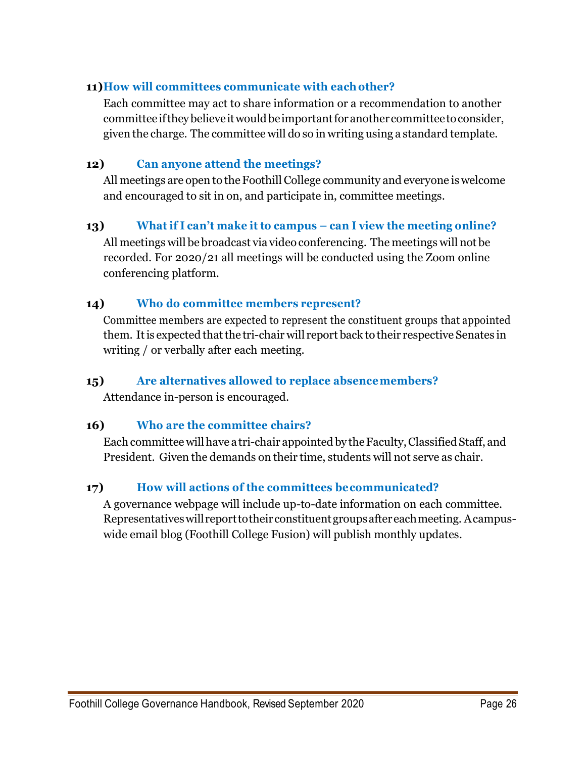### 11) How will committees communicate with each other?

Each committee may act to share information or a recommendation to another committee if they believe it would be important for another committee to consider, given the charge. The committee will do so in writing using a standard template.

### 12) Can anyone attend the meetings?

All meetings are open to the Foothill College community and everyone is welcome and encouraged to sit in on, and participate in, committee meetings.

### 13) What if I can't make it to campus – can I view the meeting online?

All meetings will be broadcast via video conferencing. The meetings will not be recorded. For 2020/21 all meetings will be conducted using the Zoom online conferencing platform.

### 14) Who do committee members represent?

Committee members are expected to represent the constituent groups that appointed them. It is expected that the tri-chair will report back to their respective Senates in writing / or verbally after each meeting.

### 15) Are alternatives allowed to replace absence members?

Attendance in-person is encouraged.

### 16) Who are the committee chairs?

Each committee will have a tri-chair appointed by the Faculty, Classified Staff, and President. Given the demands on their time, students will not serve as chair.

### 17) How will actions of the committees be communicated?

A governance webpage will include up-to-date information on each committee. Representatives will report to their constituent groups after each meeting. A campus-wide email blog (Foothill College Fusion) will publish monthly updates.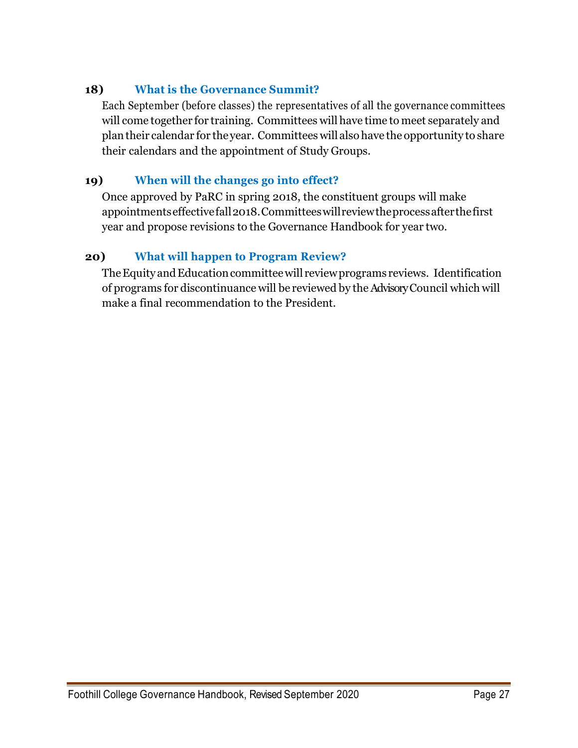### 18) What is the Governance Summit?

Each September (before classes) the representatives of all the governance committees will come together for training. Committees will have time to meet separately and plan their calendar for the year. Committees will also have the opportunity to share their calendars and the appointment of Study Groups.

### 19) When will the changes go into effect?

Once approved by PaRC in spring 2018, the constituent groups will make appointments effective fall 2018. Committees will review the process after the first year and propose revisions to the Governance Handbook for year two.

### 20) What will happen to Program Review?

The Equity and Education committee will review programs reviews. Identification of programs for discontinuance will be reviewed by the Advisory Council which will make a final recommendation to the President.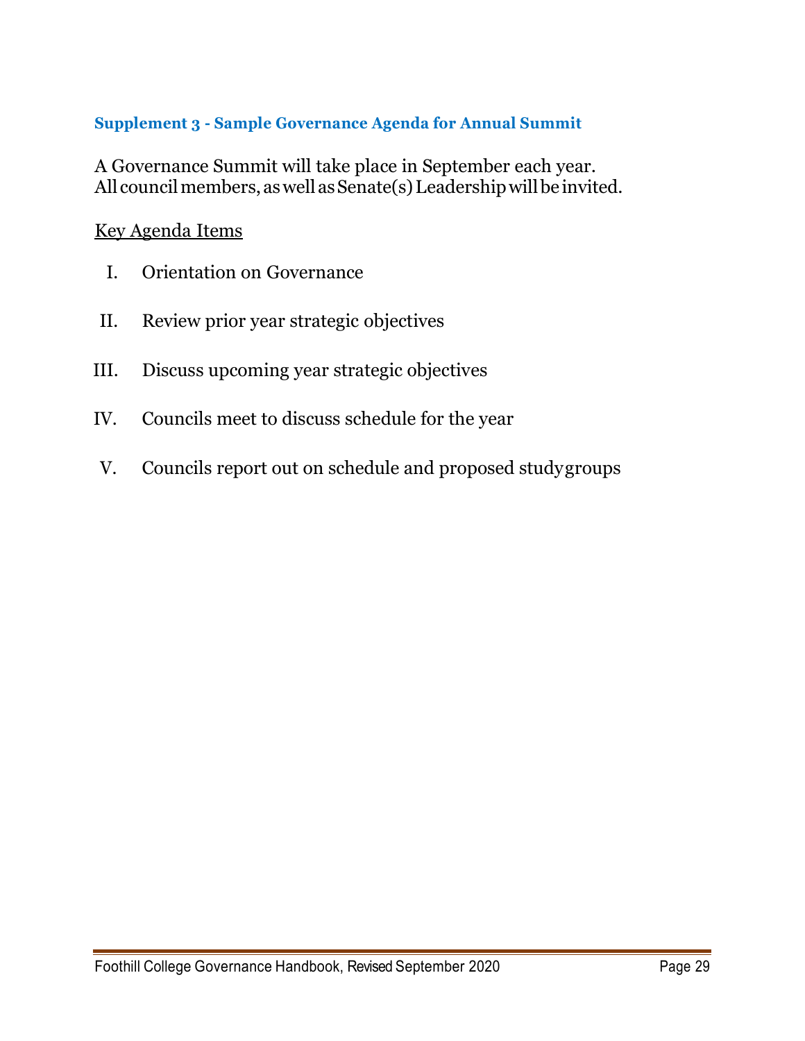### Supplement 3 - Sample Governance Agenda for Annual Summit

A Governance Summit will take place in September each year.
All council members, as well as Senate(s) Leadership will be invited.

<u>Key Agenda Items</u>

I. Orientation on Governance

II. Review prior year strategic objectives

III. Discuss upcoming year strategic objectives

IV. Councils meet to discuss schedule for the year

V. Councils report out on schedule and proposed study groups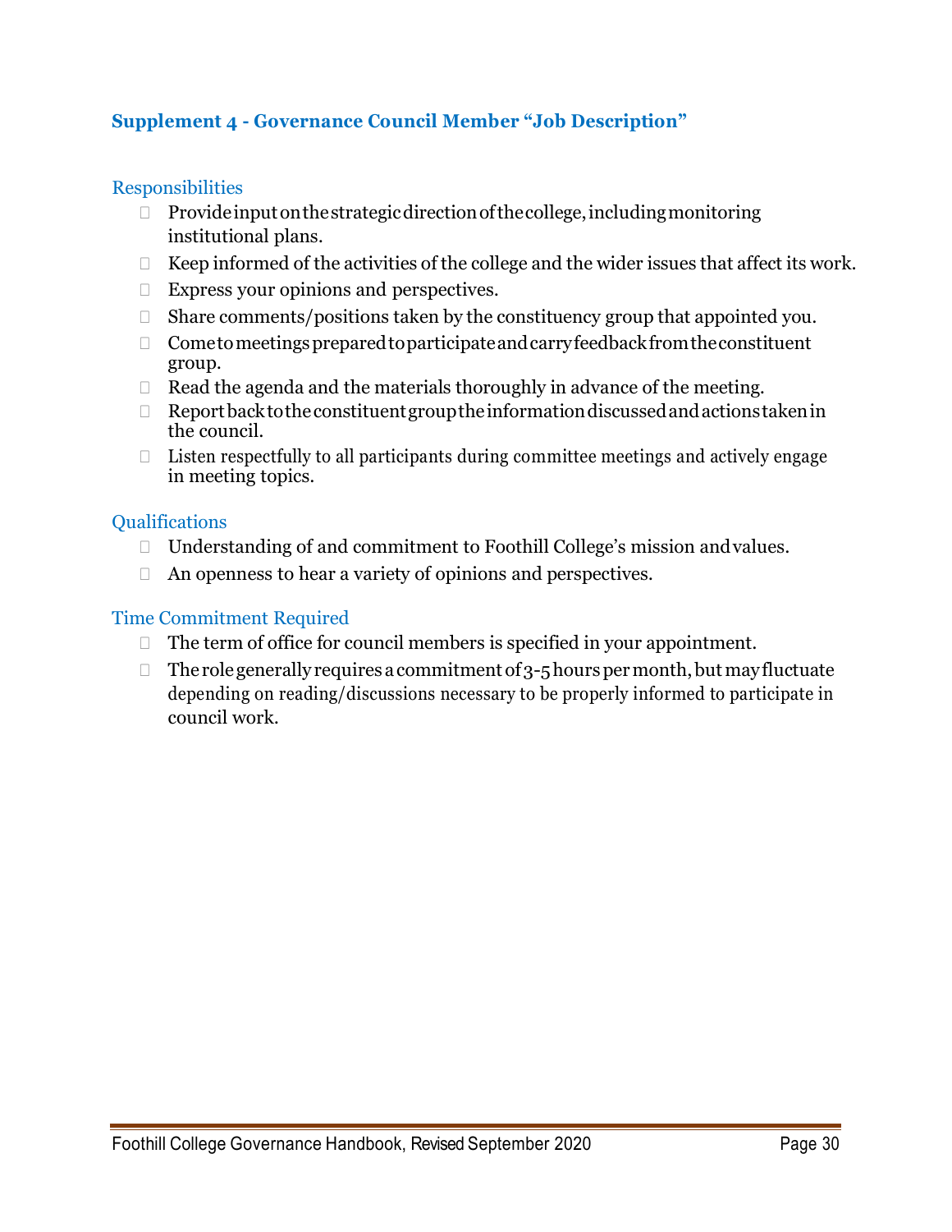## Supplement 4 - Governance Council Member "Job Description"

### Responsibilities

- Provide input on the strategic direction of the college, including monitoring institutional plans.
- Keep informed of the activities of the college and the wider issues that affect its work.
- Express your opinions and perspectives.
- Share comments/positions taken by the constituency group that appointed you.
- Come to meetings prepared to participate and carry feedback from the constituent group.
- Read the agenda and the materials thoroughly in advance of the meeting.
- Report back to the constituent group the information discussed and actions taken in the council.
- Listen respectfully to all participants during committee meetings and actively engage in meeting topics.

### Qualifications

- Understanding of and commitment to Foothill College's mission and values.
- An openness to hear a variety of opinions and perspectives.

### Time Commitment Required

- The term of office for council members is specified in your appointment.
- The role generally requires a commitment of 3-5 hours per month, but may fluctuate depending on reading/discussions necessary to be properly informed to participate in council work.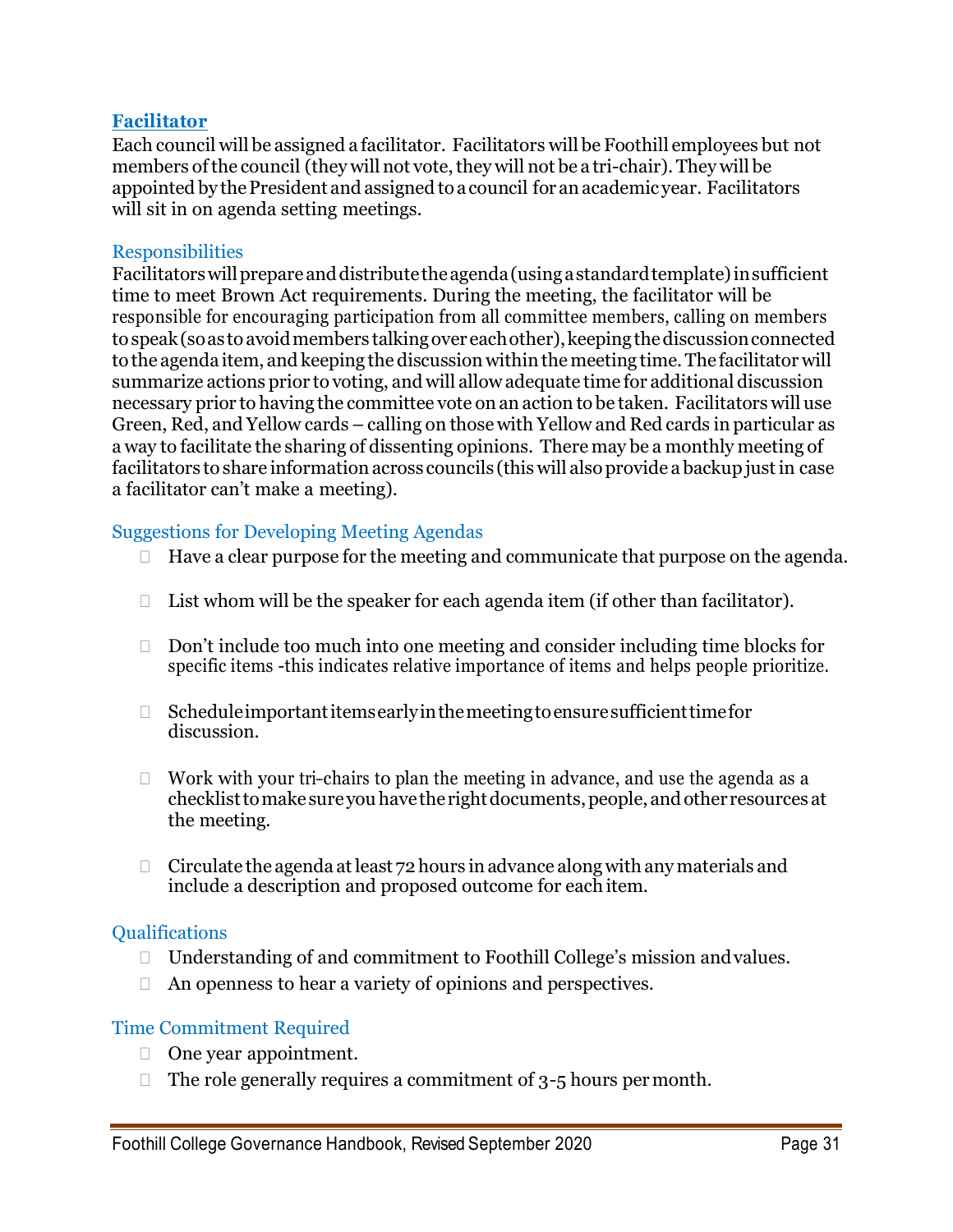## Facilitator

Each council will be assigned a facilitator. Facilitators will be Foothill employees but not members of the council (they will not vote, they will not be a tri-chair). They will be appointed by the President and assigned to a council for an academic year. Facilitators will sit in on agenda setting meetings.

### Responsibilities

Facilitators will prepare and distribute the agenda (using a standard template) in sufficient time to meet Brown Act requirements. During the meeting, the facilitator will be responsible for encouraging participation from all committee members, calling on members to speak (so as to avoid members talking over each other), keeping the discussion connected to the agenda item, and keeping the discussion within the meeting time. The facilitator will summarize actions prior to voting, and will allow adequate time for additional discussion necessary prior to having the committee vote on an action to be taken. Facilitators will use Green, Red, and Yellow cards – calling on those with Yellow and Red cards in particular as a way to facilitate the sharing of dissenting opinions. There may be a monthly meeting of facilitators to share information across councils (this will also provide a backup just in case a facilitator can't make a meeting).

### Suggestions for Developing Meeting Agendas

- Have a clear purpose for the meeting and communicate that purpose on the agenda.
- List whom will be the speaker for each agenda item (if other than facilitator).
- Don't include too much into one meeting and consider including time blocks for specific items -this indicates relative importance of items and helps people prioritize.
- Schedule important items early in the meeting to ensure sufficient time for discussion.
- Work with your tri-chairs to plan the meeting in advance, and use the agenda as a checklist to make sure you have the right documents, people, and other resources at the meeting.
- Circulate the agenda at least 72 hours in advance along with any materials and include a description and proposed outcome for each item.

### Qualifications

- Understanding of and commitment to Foothill College's mission and values.
- An openness to hear a variety of opinions and perspectives.

### Time Commitment Required

- One year appointment.
- The role generally requires a commitment of 3-5 hours per month.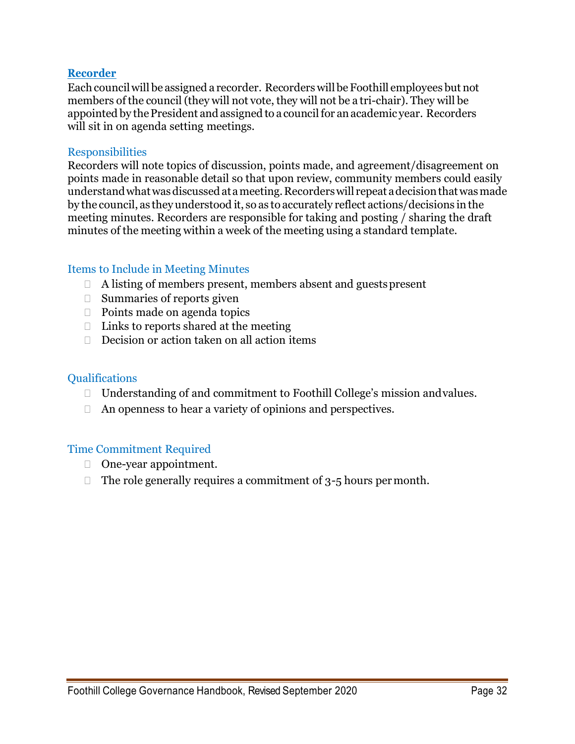## Recorder

Each council will be assigned a recorder. Recorders will be Foothill employees but not members of the council (they will not vote, they will not be a tri-chair). They will be appointed by the President and assigned to a council for an academic year. Recorders will sit in on agenda setting meetings.

### Responsibilities

Recorders will note topics of discussion, points made, and agreement/disagreement on points made in reasonable detail so that upon review, community members could easily understand what was discussed at a meeting. Recorders will repeat a decision that was made by the council, as they understood it, so as to accurately reflect actions/decisions in the meeting minutes. Recorders are responsible for taking and posting / sharing the draft minutes of the meeting within a week of the meeting using a standard template.

### Items to Include in Meeting Minutes

- A listing of members present, members absent and guests present
- Summaries of reports given
- Points made on agenda topics
- Links to reports shared at the meeting
- Decision or action taken on all action items

### Qualifications

- Understanding of and commitment to Foothill College's mission and values.
- An openness to hear a variety of opinions and perspectives.

### Time Commitment Required

- One-year appointment.
- The role generally requires a commitment of 3-5 hours per month.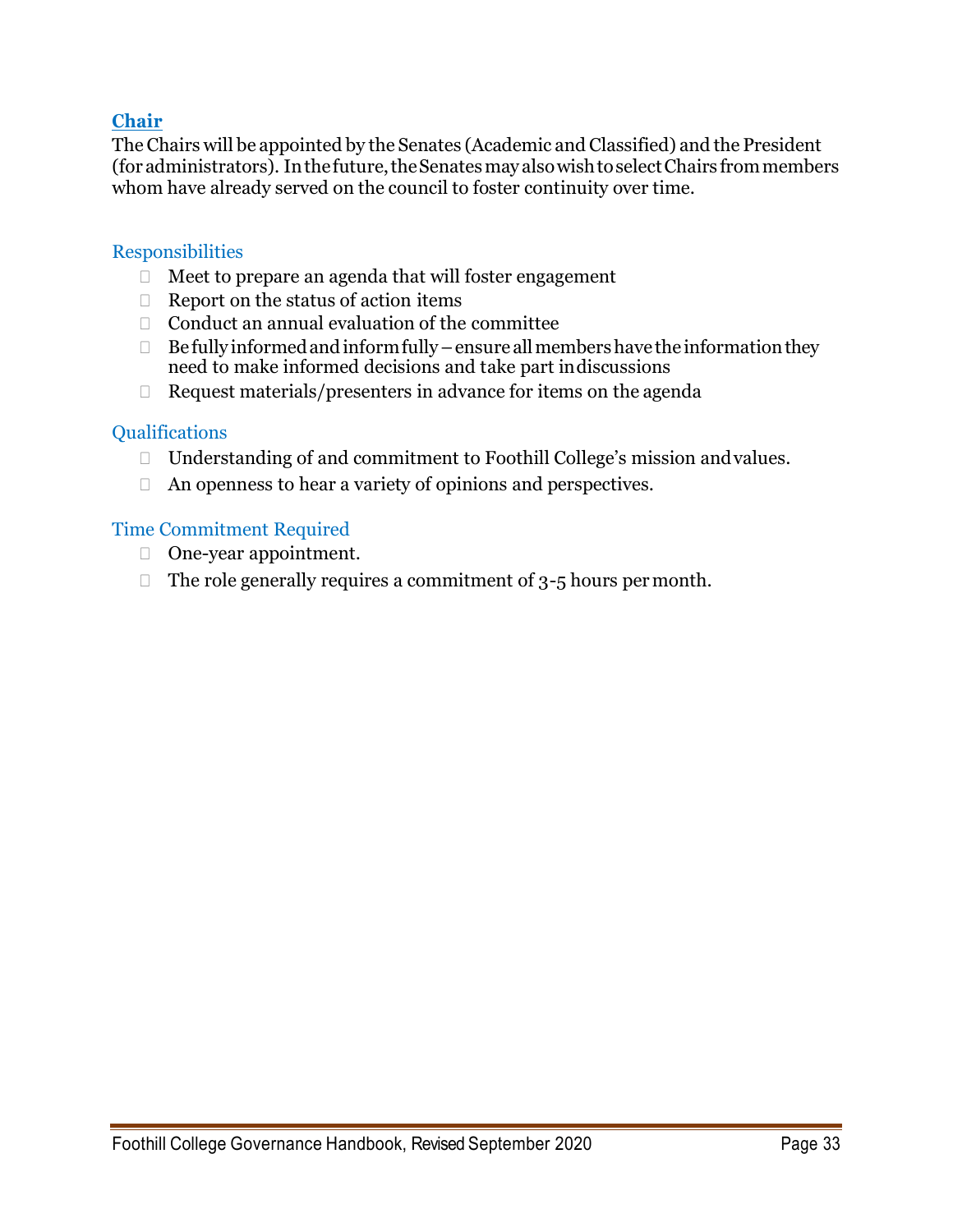## Chair

The Chairs will be appointed by the Senates (Academic and Classified) and the President (for administrators). In the future, the Senates may also wish to select Chairs from members whom have already served on the council to foster continuity over time.

### Responsibilities

- Meet to prepare an agenda that will foster engagement
- Report on the status of action items
- Conduct an annual evaluation of the committee
- Be fully informed and inform fully – ensure all members have the information they need to make informed decisions and take part in discussions
- Request materials/presenters in advance for items on the agenda

### Qualifications

- Understanding of and commitment to Foothill College's mission and values.
- An openness to hear a variety of opinions and perspectives.

### Time Commitment Required

- One-year appointment.
- The role generally requires a commitment of 3-5 hours per month.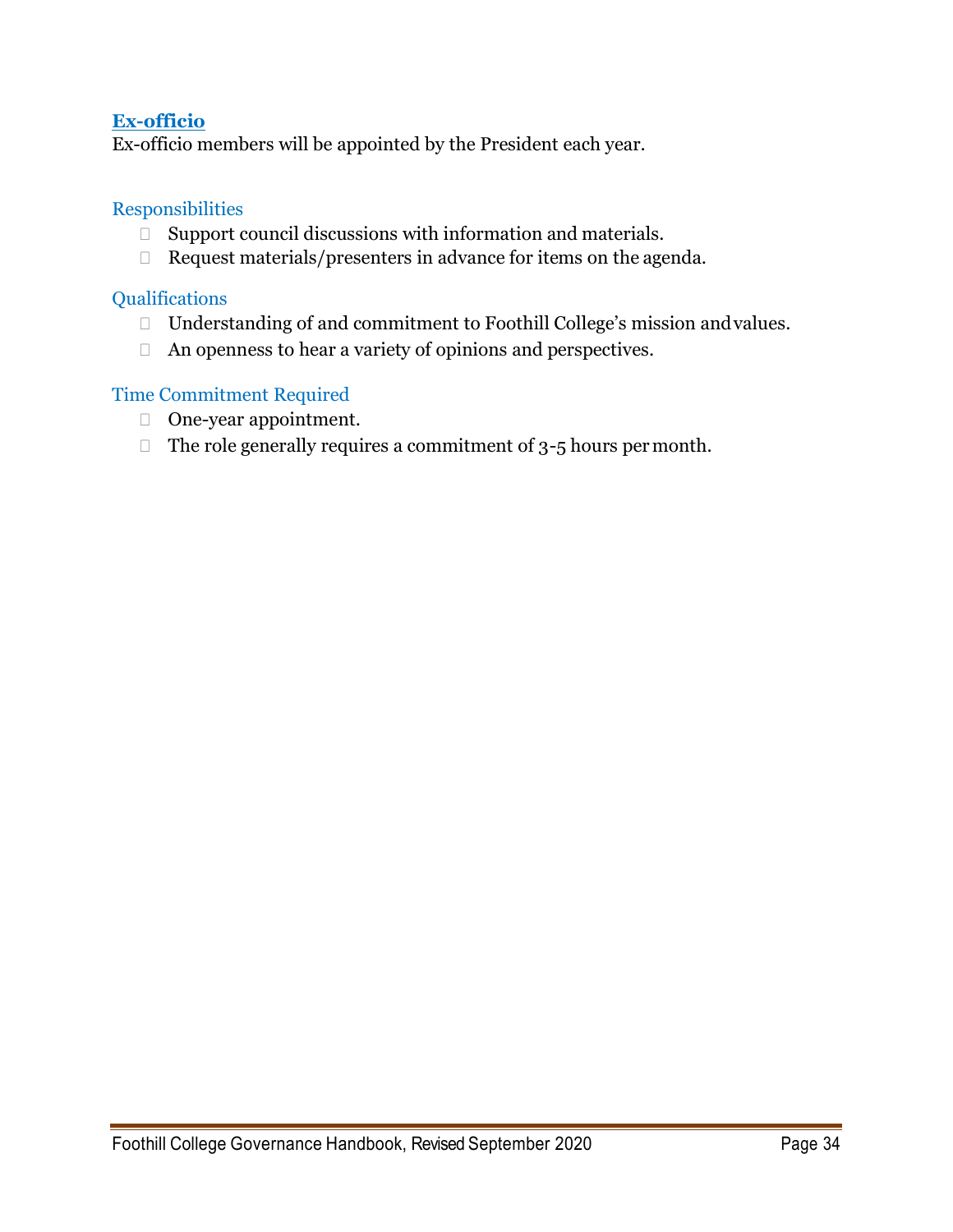## **Ex-officio**

Ex-officio members will be appointed by the President each year.

### Responsibilities

- Support council discussions with information and materials.
- Request materials/presenters in advance for items on the agenda.

### Qualifications

- Understanding of and commitment to Foothill College's mission and values.
- An openness to hear a variety of opinions and perspectives.

### Time Commitment Required

- One-year appointment.
- The role generally requires a commitment of 3-5 hours per month.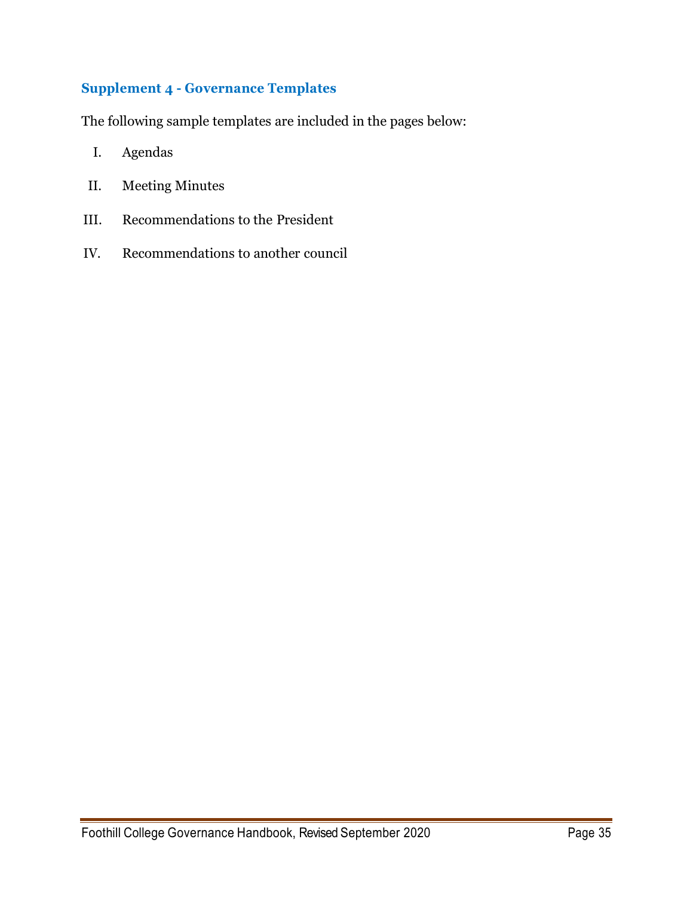## Supplement 4 - Governance Templates

The following sample templates are included in the pages below:

I. Agendas

II. Meeting Minutes

III. Recommendations to the President

IV. Recommendations to another council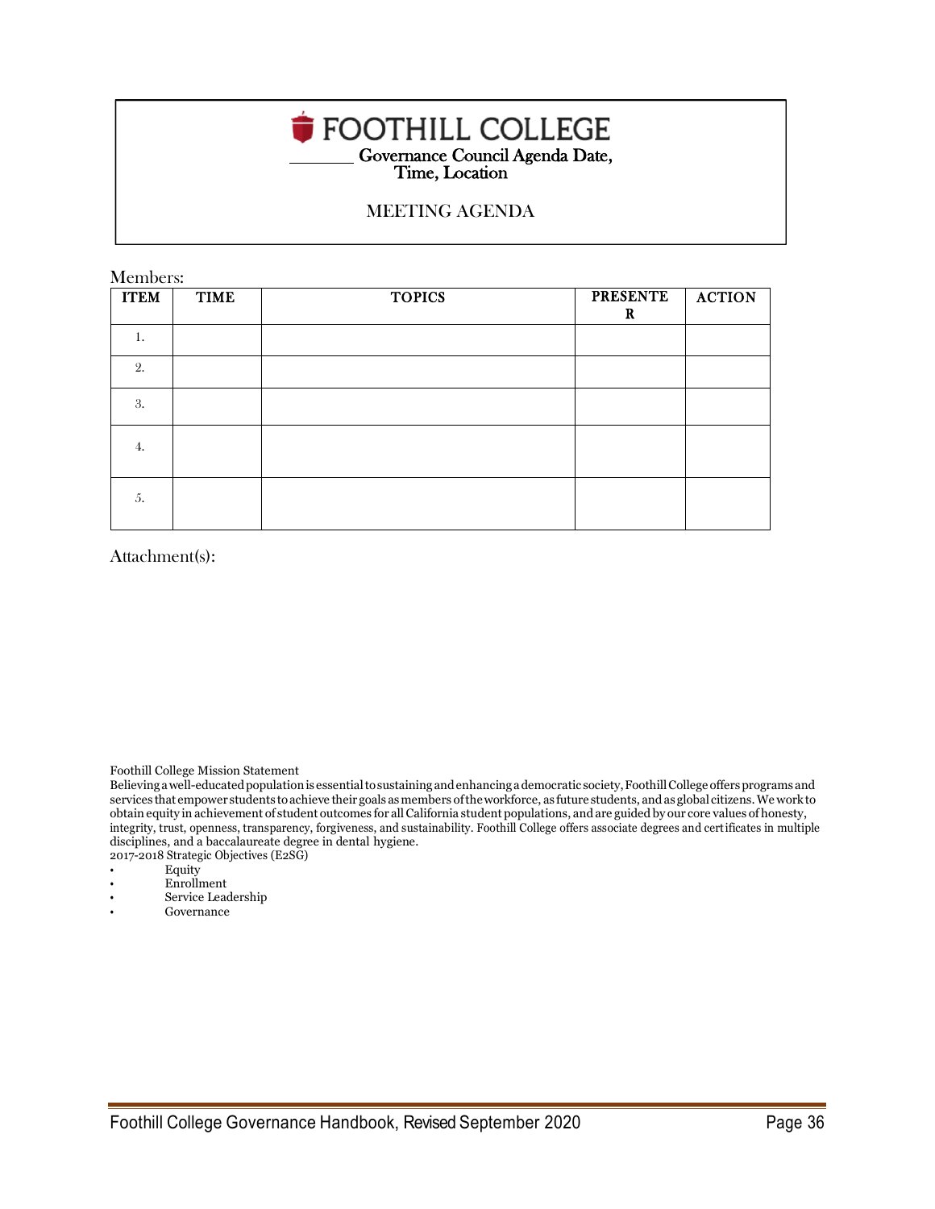# FOOTHILL COLLEGE

_______ Governance Council Agenda Date, Time, Location

MEETING AGENDA

Members:

| ITEM | TIME | TOPICS | PRESENTER | ACTION |
|---|---|---|---|---|
| 1. | | | | |
| 2. | | | | |
| 3. | | | | |
| 4. | | | | |
| 5. | | | | |

Attachment(s):

Foothill College Mission Statement

Believing a well-educated population is essential to sustaining and enhancing a democratic society, Foothill College offers programs and services that empower students to achieve their goals as members of the workforce, as future students, and as global citizens. We work to obtain equity in achievement of student outcomes for all California student populations, and are guided by our core values of honesty, integrity, trust, openness, transparency, forgiveness, and sustainability. Foothill College offers associate degrees and certificates in multiple disciplines, and a baccalaureate degree in dental hygiene.

2017-2018 Strategic Objectives (E2SG)

- Equity
- Enrollment
- Service Leadership
- Governance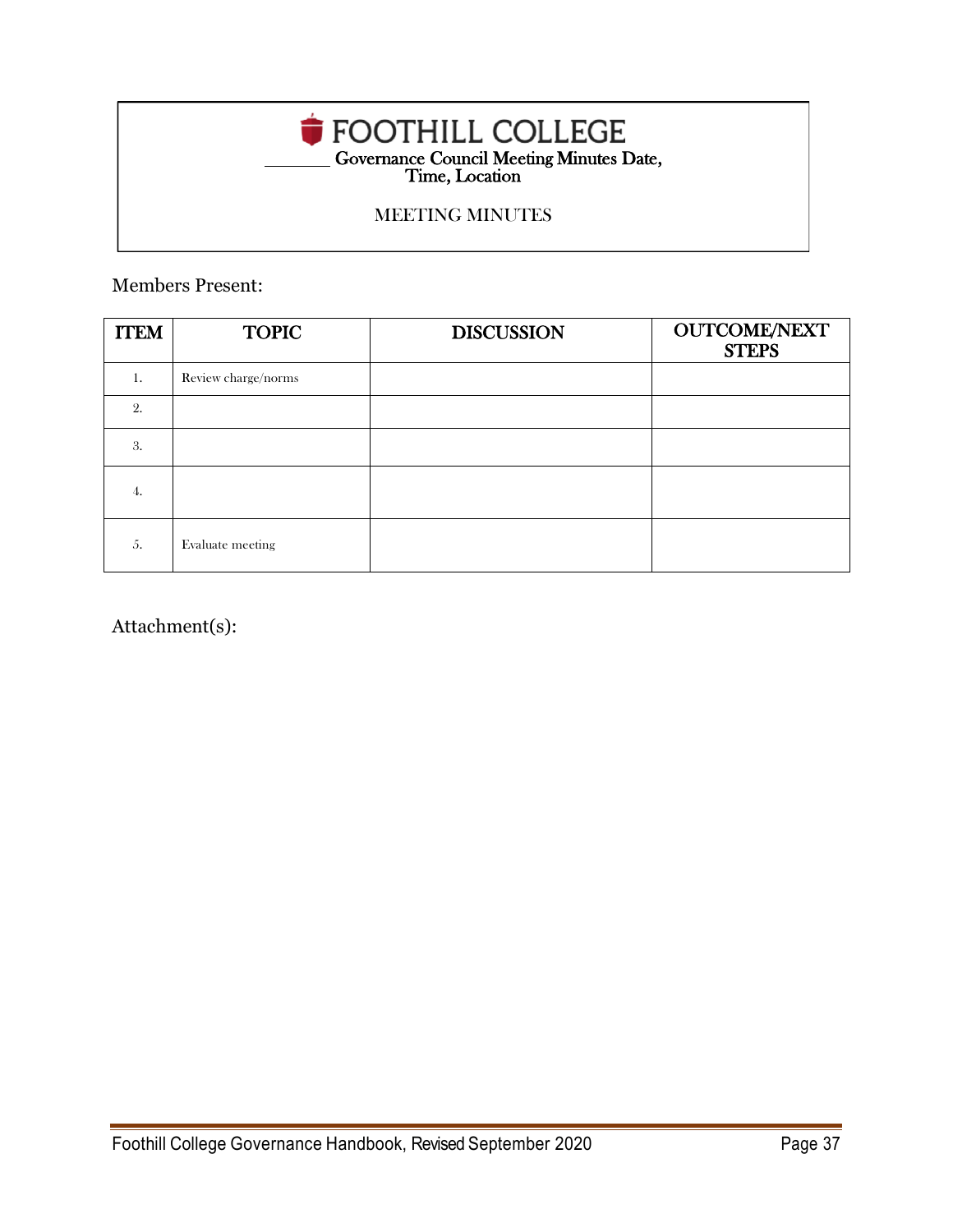# FOOTHILL COLLEGE

_______ Governance Council Meeting Minutes Date, Time, Location

MEETING MINUTES

Members Present:

| ITEM | TOPIC | DISCUSSION | OUTCOME/NEXT STEPS |
|---|---|---|---|
| 1. | Review charge/norms | | |
| 2. | | | |
| 3. | | | |
| 4. | | | |
| 5. | Evaluate meeting | | |

Attachment(s):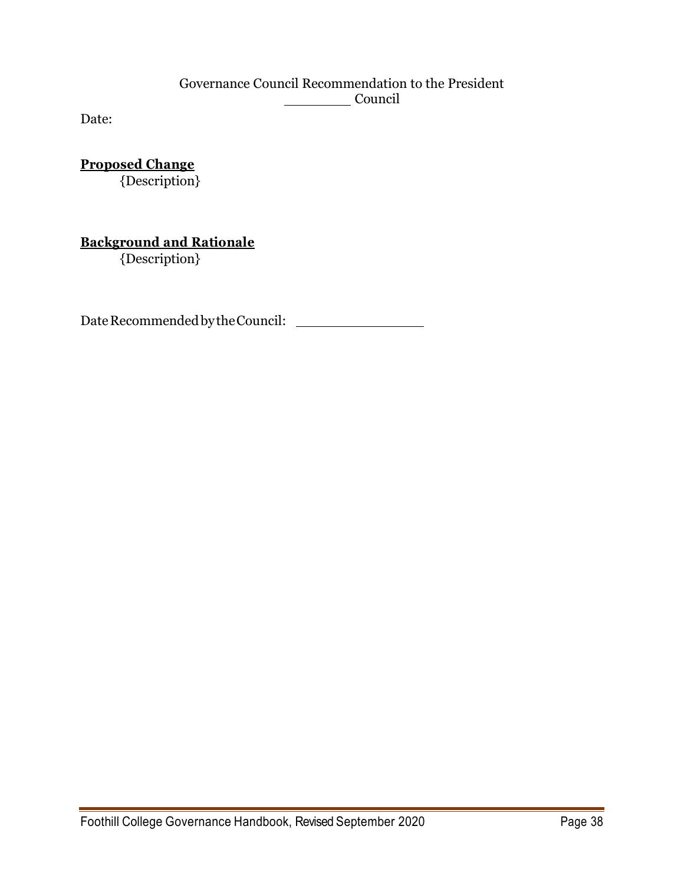Governance Council Recommendation to the President
\_\_\_\_\_\_\_\_ Council

Date:

**Proposed Change**

{Description}

**Background and Rationale**

{Description}

Date Recommended by the Council: \_\_\_\_\_\_\_\_\_\_\_\_\_\_\_\_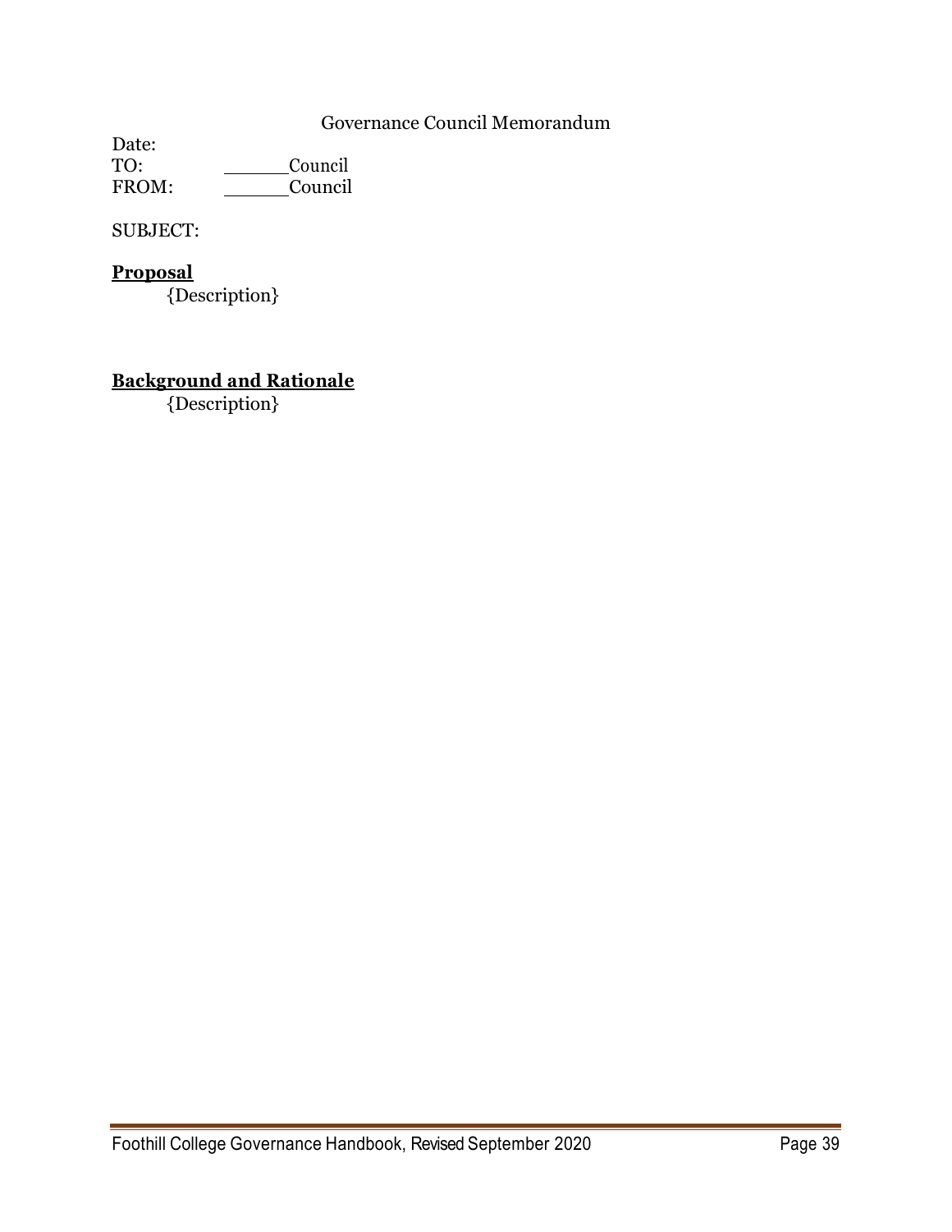Governance Council Memorandum

Date:
TO: ______Council
FROM: ______Council

SUBJECT:

**Proposal**

{Description}

**Background and Rationale**

{Description}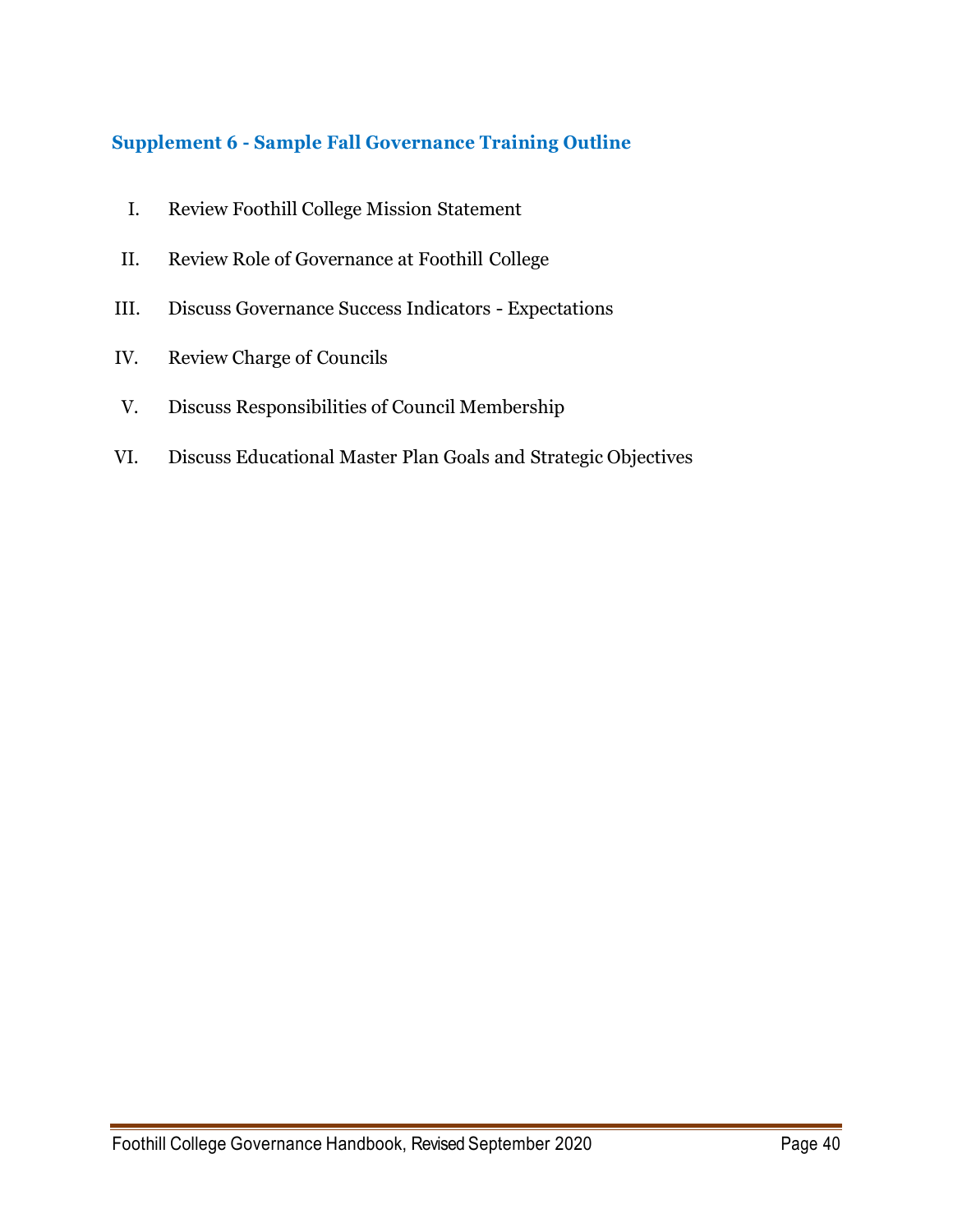## Supplement 6 - Sample Fall Governance Training Outline

I. Review Foothill College Mission Statement

II. Review Role of Governance at Foothill College

III. Discuss Governance Success Indicators - Expectations

IV. Review Charge of Councils

V. Discuss Responsibilities of Council Membership

VI. Discuss Educational Master Plan Goals and Strategic Objectives